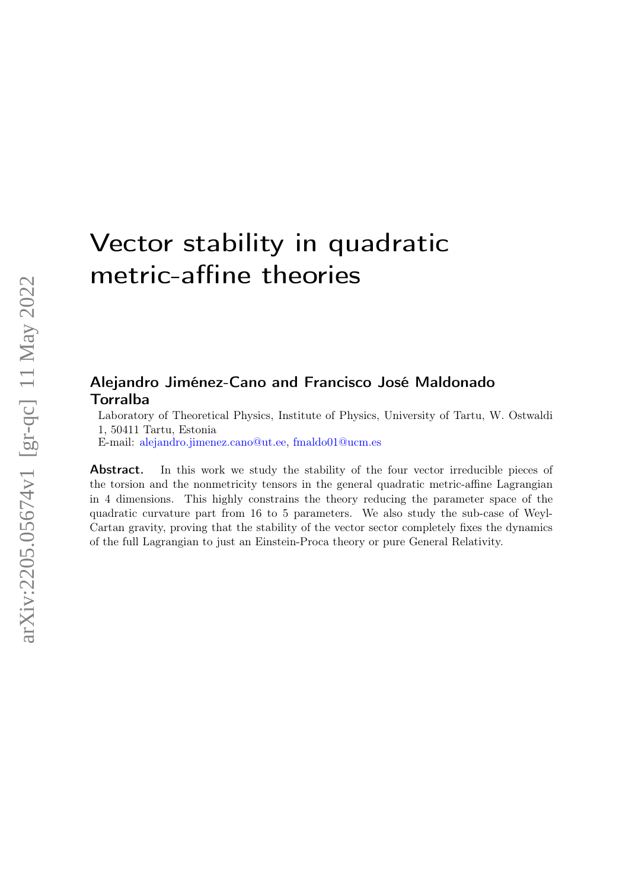# Vector stability in quadratic metric-affine theories

**Alejandro Jiménez-Cano and Francisco José Maldonado Torralba**

Laboratory of Theoretical Physics, Institute of Physics, University of Tartu, W. Ostwaldi 1, 50411 Tartu, Estonia

E-mail: alejandro.jimenez.cano@ut.ee, fmaldo01@ucm.es

**Abstract.** In this work we study the stability of the four vector irreducible pieces of the torsion and the nonmetricity tensors in the general quadratic metric-affine Lagrangian in 4 dimensions. This highly constrains the theory reducing the parameter space of the quadratic curvature part from 16 to 5 parameters. We also study the sub-case of Weyl-Cartan gravity, proving that the stability of the vector sector completely fixes the dynamics of the full Lagrangian to just an Einstein-Proca theory or pure General Relativity.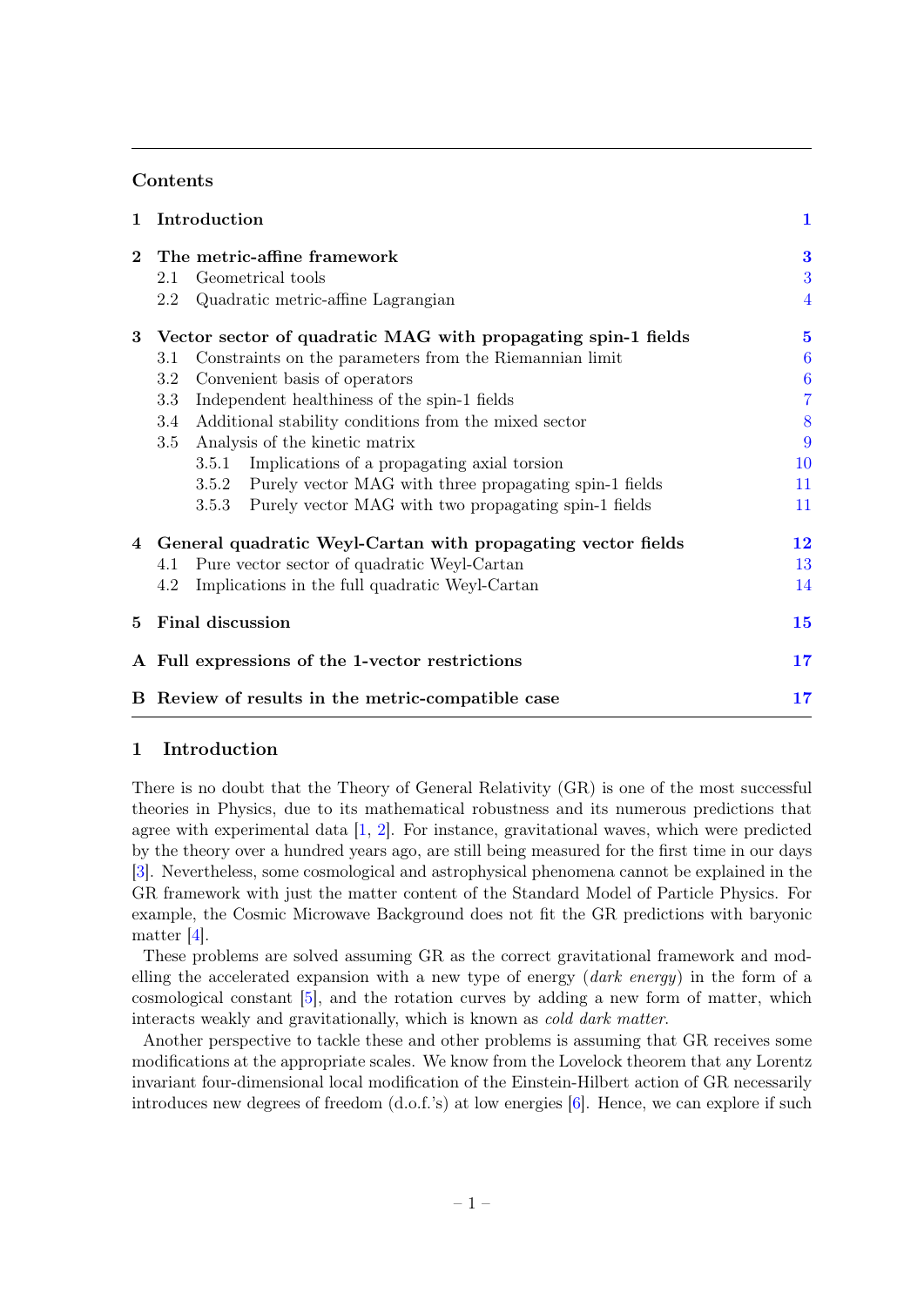## Contents

| | | |
|---|---|---|
| **1** | **Introduction** | **1** |
| **2** | **The metric-affine framework** | **3** |
| | 2.1 Geometrical tools | 3 |
| | 2.2 Quadratic metric-affine Lagrangian | 4 |
| **3** | **Vector sector of quadratic MAG with propagating spin-1 fields** | **5** |
| | 3.1 Constraints on the parameters from the Riemannian limit | 6 |
| | 3.2 Convenient basis of operators | 6 |
| | 3.3 Independent healthiness of the spin-1 fields | 7 |
| | 3.4 Additional stability conditions from the mixed sector | 8 |
| | 3.5 Analysis of the kinetic matrix | 9 |
| | 3.5.1 Implications of a propagating axial torsion | 10 |
| | 3.5.2 Purely vector MAG with three propagating spin-1 fields | 11 |
| | 3.5.3 Purely vector MAG with two propagating spin-1 fields | 11 |
| **4** | **General quadratic Weyl-Cartan with propagating vector fields** | **12** |
| | 4.1 Pure vector sector of quadratic Weyl-Cartan | 13 |
| | 4.2 Implications in the full quadratic Weyl-Cartan | 14 |
| **5** | **Final discussion** | **15** |
| **A** | **Full expressions of the 1-vector restrictions** | **17** |
| **B** | **Review of results in the metric-compatible case** | **17** |

## 1 Introduction

There is no doubt that the Theory of General Relativity (GR) is one of the most successful theories in Physics, due to its mathematical robustness and its numerous predictions that agree with experimental data [1, 2]. For instance, gravitational waves, which were predicted by the theory over a hundred years ago, are still being measured for the first time in our days [3]. Nevertheless, some cosmological and astrophysical phenomena cannot be explained in the GR framework with just the matter content of the Standard Model of Particle Physics. For example, the Cosmic Microwave Background does not fit the GR predictions with baryonic matter [4].

These problems are solved assuming GR as the correct gravitational framework and modelling the accelerated expansion with a new type of energy (*dark energy*) in the form of a cosmological constant [5], and the rotation curves by adding a new form of matter, which interacts weakly and gravitationally, which is known as *cold dark matter*.

Another perspective to tackle these and other problems is assuming that GR receives some modifications at the appropriate scales. We know from the Lovelock theorem that any Lorentz invariant four-dimensional local modification of the Einstein-Hilbert action of GR necessarily introduces new degrees of freedom (d.o.f.'s) at low energies [6]. Hence, we can explore if such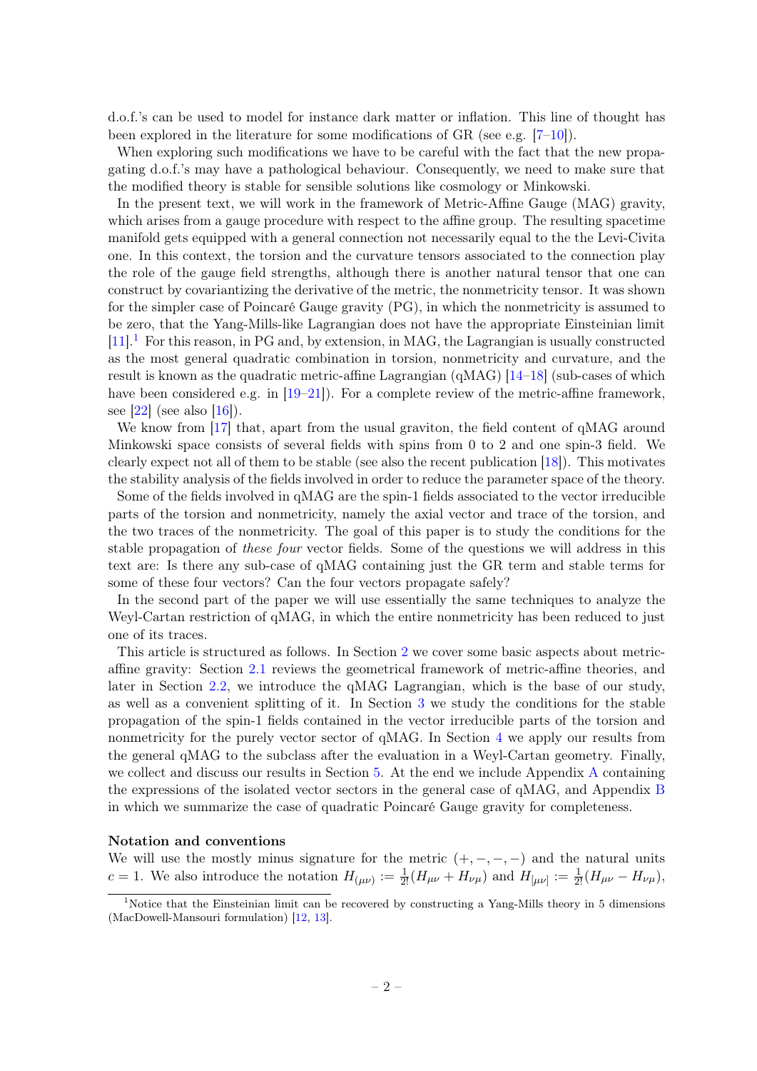d.o.f.'s can be used to model for instance dark matter or inflation. This line of thought has been explored in the literature for some modifications of GR (see e.g. [7–10]).

When exploring such modifications we have to be careful with the fact that the new propagating d.o.f.'s may have a pathological behaviour. Consequently, we need to make sure that the modified theory is stable for sensible solutions like cosmology or Minkowski.

In the present text, we will work in the framework of Metric-Affine Gauge (MAG) gravity, which arises from a gauge procedure with respect to the affine group. The resulting spacetime manifold gets equipped with a general connection not necessarily equal to the the Levi-Civita one. In this context, the torsion and the curvature tensors associated to the connection play the role of the gauge field strengths, although there is another natural tensor that one can construct by covariantizing the derivative of the metric, the nonmetricity tensor. It was shown for the simpler case of Poincaré Gauge gravity (PG), in which the nonmetricity is assumed to be zero, that the Yang-Mills-like Lagrangian does not have the appropriate Einsteinian limit [11].[1] For this reason, in PG and, by extension, in MAG, the Lagrangian is usually constructed as the most general quadratic combination in torsion, nonmetricity and curvature, and the result is known as the quadratic metric-affine Lagrangian (qMAG) [14–18] (sub-cases of which have been considered e.g. in [19–21]). For a complete review of the metric-affine framework, see [22] (see also [16]).

We know from [17] that, apart from the usual graviton, the field content of qMAG around Minkowski space consists of several fields with spins from 0 to 2 and one spin-3 field. We clearly expect not all of them to be stable (see also the recent publication [18]). This motivates the stability analysis of the fields involved in order to reduce the parameter space of the theory.

Some of the fields involved in qMAG are the spin-1 fields associated to the vector irreducible parts of the torsion and nonmetricity, namely the axial vector and trace of the torsion, and the two traces of the nonmetricity. The goal of this paper is to study the conditions for the stable propagation of *these four* vector fields. Some of the questions we will address in this text are: Is there any sub-case of qMAG containing just the GR term and stable terms for some of these four vectors? Can the four vectors propagate safely?

In the second part of the paper we will use essentially the same techniques to analyze the Weyl-Cartan restriction of qMAG, in which the entire nonmetricity has been reduced to just one of its traces.

This article is structured as follows. In Section 2 we cover some basic aspects about metric-affine gravity: Section 2.1 reviews the geometrical framework of metric-affine theories, and later in Section 2.2, we introduce the qMAG Lagrangian, which is the base of our study, as well as a convenient splitting of it. In Section 3 we study the conditions for the stable propagation of the spin-1 fields contained in the vector irreducible parts of the torsion and nonmetricity for the purely vector sector of qMAG. In Section 4 we apply our results from the general qMAG to the subclass after the evaluation in a Weyl-Cartan geometry. Finally, we collect and discuss our results in Section 5. At the end we include Appendix A containing the expressions of the isolated vector sectors in the general case of qMAG, and Appendix B in which we summarize the case of quadratic Poincaré Gauge gravity for completeness.

**Notation and conventions**

We will use the mostly minus signature for the metric $(+,-,-,-)$ and the natural units $c=1$. We also introduce the notation $H_{(\mu\nu)} := \frac{1}{2!}(H_{\mu\nu}+H_{\nu\mu})$ and $H_{[\mu\nu]} := \frac{1}{2!}(H_{\mu\nu}-H_{\nu\mu})$,

[1] Notice that the Einsteinian limit can be recovered by constructing a Yang-Mills theory in 5 dimensions (MacDowell-Mansouri formulation) [12, 13].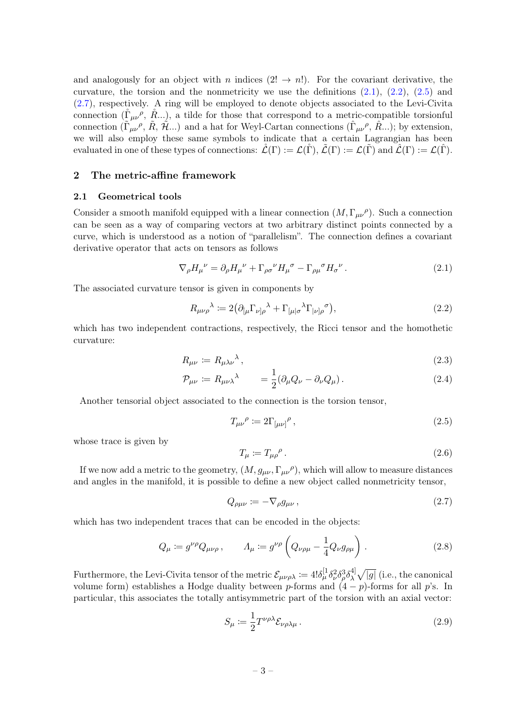and analogously for an object with $n$ indices ($2! \to n!$). For the covariant derivative, the curvature, the torsion and the nonmetricity we use the definitions (2.1), (2.2), (2.5) and (2.7), respectively. A ring will be employed to denote objects associated to the Levi-Civita connection ($\mathring{\Gamma}_{\mu\nu}{}^{\rho}$, $\mathring{R}$...), a tilde for those that correspond to a metric-compatible torsionful connection ($\tilde{\Gamma}_{\mu\nu}{}^{\rho}$, $\tilde{R}$, $\tilde{\mathcal{H}}$...) and a hat for Weyl-Cartan connections ($\hat{\Gamma}_{\mu\nu}{}^{\rho}$, $\hat{R}$...); by extension, we will also employ these same symbols to indicate that a certain Lagrangian has been evaluated in one of these types of connections: $\mathring{\mathcal{L}}(\Gamma) := \mathcal{L}(\mathring{\Gamma})$, $\tilde{\mathcal{L}}(\Gamma) := \mathcal{L}(\tilde{\Gamma})$ and $\hat{\mathcal{L}}(\Gamma) := \mathcal{L}(\hat{\Gamma})$.

## 2 The metric-affine framework

### 2.1 Geometrical tools

Consider a smooth manifold equipped with a linear connection $(M, \Gamma_{\mu\nu}{}^{\rho})$. Such a connection can be seen as a way of comparing vectors at two arbitrary distinct points connected by a curve, which is understood as a notion of "parallelism". The connection defines a covariant derivative operator that acts on tensors as follows

$$\nabla_{\rho} H_{\mu}{}^{\nu} = \partial_{\rho} H_{\mu}{}^{\nu} + \Gamma_{\rho\sigma}{}^{\nu} H_{\mu}{}^{\sigma} - \Gamma_{\rho\mu}{}^{\sigma} H_{\sigma}{}^{\nu} \,. \tag{2.1}$$

The associated curvature tensor is given in components by

$$R_{\mu\nu\rho}{}^{\lambda} := 2\big(\partial_{[\mu}\Gamma_{\nu]\rho}{}^{\lambda} + \Gamma_{[\mu|\sigma}{}^{\lambda}\Gamma_{|\nu]\rho}{}^{\sigma}\big), \tag{2.2}$$

which has two independent contractions, respectively, the Ricci tensor and the homothetic curvature:

$$R_{\mu\nu} := R_{\mu\lambda\nu}{}^{\lambda}\,, \tag{2.3}$$

$$\mathcal{P}_{\mu\nu} := R_{\mu\nu\lambda}{}^{\lambda} \qquad = \frac{1}{2}(\partial_{\mu} Q_{\nu} - \partial_{\nu} Q_{\mu})\,. \tag{2.4}$$

Another tensorial object associated to the connection is the torsion tensor,

$$T_{\mu\nu}{}^{\rho} := 2\Gamma_{[\mu\nu]}{}^{\rho}\,, \tag{2.5}$$

whose trace is given by

$$T_{\mu} := T_{\mu\rho}{}^{\rho}\,. \tag{2.6}$$

If we now add a metric to the geometry, $(M, g_{\mu\nu}, \Gamma_{\mu\nu}{}^{\rho})$, which will allow to measure distances and angles in the manifold, it is possible to define a new object called nonmetricity tensor,

$$Q_{\rho\mu\nu} := -\nabla_{\rho} g_{\mu\nu}\,, \tag{2.7}$$

which has two independent traces that can be encoded in the objects:

$$Q_{\mu} := g^{\nu\rho} Q_{\mu\nu\rho}\,, \qquad \varLambda_{\mu} := g^{\nu\rho}\left(Q_{\nu\rho\mu} - \frac{1}{4} Q_{\nu} g_{\rho\mu}\right). \tag{2.8}$$

Furthermore, the Levi-Civita tensor of the metric $\mathcal{E}_{\mu\nu\rho\lambda} := 4!\delta^{[1}_{\mu}\delta^{2}_{\nu}\delta^{3}_{\rho}\delta^{4]}_{\lambda}\sqrt{|g|}$ (i.e., the canonical volume form) establishes a Hodge duality between $p$-forms and $(4-p)$-forms for all $p$'s. In particular, this associates the totally antisymmetric part of the torsion with an axial vector:

$$S_{\mu} := \frac{1}{2} T^{\nu\rho\lambda}\mathcal{E}_{\nu\rho\lambda\mu}\,. \tag{2.9}$$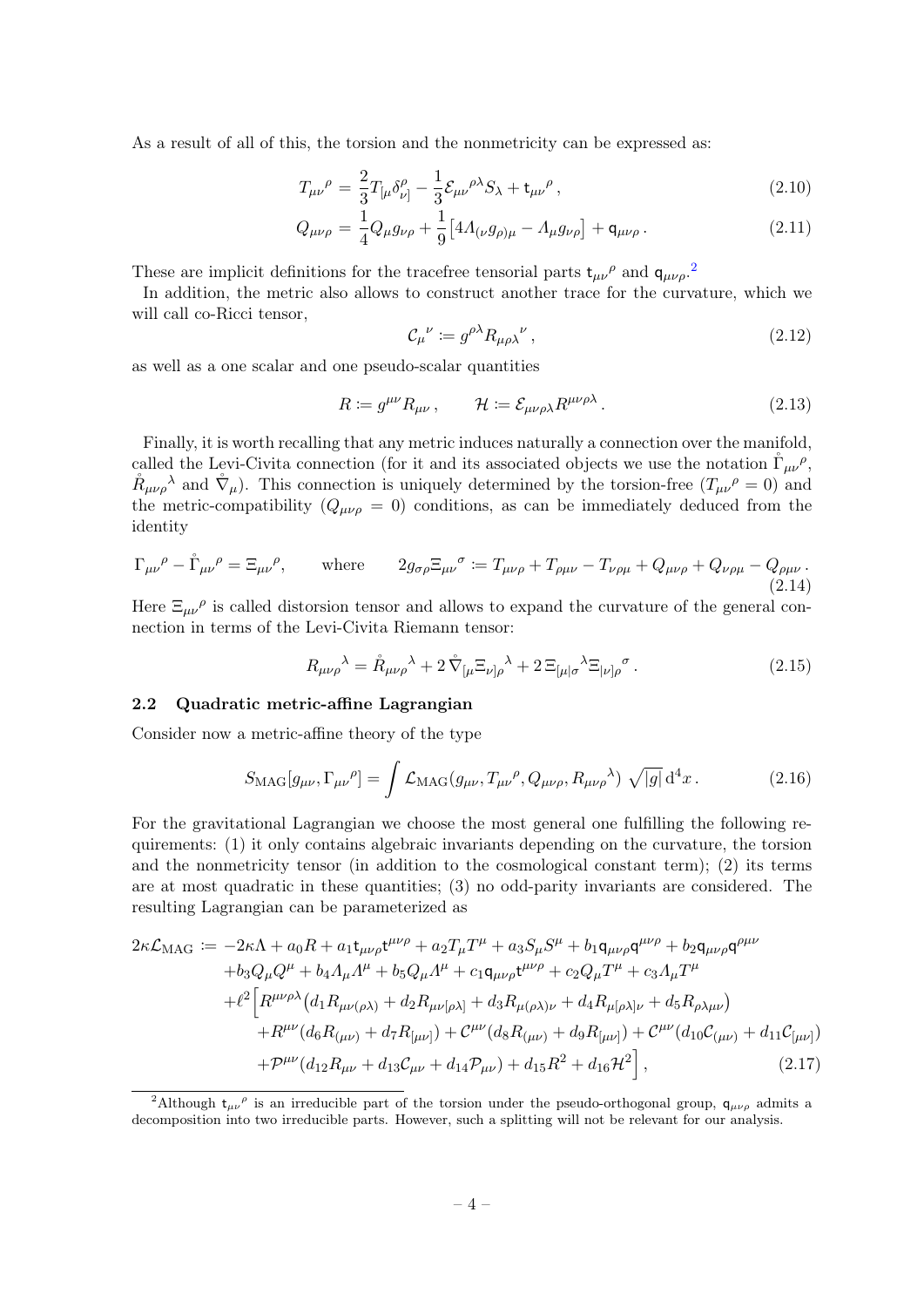As a result of all of this, the torsion and the nonmetricity can be expressed as:

$$T_{\mu\nu}{}^{\rho} = \frac{2}{3}T_{[\mu}\delta^{\rho}_{\nu]} - \frac{1}{3}\mathcal{E}_{\mu\nu}{}^{\rho\lambda}S_{\lambda} + \mathsf{t}_{\mu\nu}{}^{\rho}\,, \tag{2.10}$$

$$Q_{\mu\nu\rho} = \frac{1}{4}Q_{\mu}g_{\nu\rho} + \frac{1}{9}\left[4\Lambda_{(\nu}g_{\rho)\mu} - \Lambda_{\mu}g_{\nu\rho}\right] + \mathsf{q}_{\mu\nu\rho}\,. \tag{2.11}$$

These are implicit definitions for the tracefree tensorial parts $\mathsf{t}_{\mu\nu}{}^{\rho}$ and $\mathsf{q}_{\mu\nu\rho}$.[2]

In addition, the metric also allows to construct another trace for the curvature, which we will call co-Ricci tensor,

$$\mathcal{C}_{\mu}{}^{\nu} \coloneqq g^{\rho\lambda}R_{\mu\rho\lambda}{}^{\nu}\,, \tag{2.12}$$

as well as a one scalar and one pseudo-scalar quantities

$$R \coloneqq g^{\mu\nu}R_{\mu\nu}\,, \qquad \mathcal{H} \coloneqq \mathcal{E}_{\mu\nu\rho\lambda}R^{\mu\nu\rho\lambda}\,. \tag{2.13}$$

Finally, it is worth recalling that any metric induces naturally a connection over the manifold, called the Levi-Civita connection (for it and its associated objects we use the notation $\mathring{\Gamma}_{\mu\nu}{}^{\rho}$, $\mathring{R}_{\mu\nu\rho}{}^{\lambda}$ and $\mathring{\nabla}_{\mu}$). This connection is uniquely determined by the torsion-free ($T_{\mu\nu}{}^{\rho} = 0$) and the metric-compatibility ($Q_{\mu\nu\rho} = 0$) conditions, as can be immediately deduced from the identity

$$\Gamma_{\mu\nu}{}^{\rho} - \mathring{\Gamma}_{\mu\nu}{}^{\rho} = \Xi_{\mu\nu}{}^{\rho}, \qquad \text{where} \qquad 2g_{\sigma\rho}\Xi_{\mu\nu}{}^{\sigma} \coloneqq T_{\mu\nu\rho} + T_{\rho\mu\nu} - T_{\nu\rho\mu} + Q_{\mu\nu\rho} + Q_{\nu\rho\mu} - Q_{\rho\mu\nu}\,. \tag{2.14}$$

Here $\Xi_{\mu\nu}{}^{\rho}$ is called distorsion tensor and allows to expand the curvature of the general connection in terms of the Levi-Civita Riemann tensor:

$$R_{\mu\nu\rho}{}^{\lambda} = \mathring{R}_{\mu\nu\rho}{}^{\lambda} + 2\,\mathring{\nabla}_{[\mu}\Xi_{\nu]\rho}{}^{\lambda} + 2\,\Xi_{[\mu|\sigma}{}^{\lambda}\Xi_{|\nu]\rho}{}^{\sigma}\,. \tag{2.15}$$

### 2.2 Quadratic metric-affine Lagrangian

Consider now a metric-affine theory of the type

$$S_{\rm MAG}[g_{\mu\nu}, \Gamma_{\mu\nu}{}^{\rho}] = \int \mathcal{L}_{\rm MAG}(g_{\mu\nu}, T_{\mu\nu}{}^{\rho}, Q_{\mu\nu\rho}, R_{\mu\nu\rho}{}^{\lambda})\,\sqrt{|g|}\,\mathrm{d}^4x\,. \tag{2.16}$$

For the gravitational Lagrangian we choose the most general one fulfilling the following requirements: (1) it only contains algebraic invariants depending on the curvature, the torsion and the nonmetricity tensor (in addition to the cosmological constant term); (2) its terms are at most quadratic in these quantities; (3) no odd-parity invariants are considered. The resulting Lagrangian can be parameterized as

$$\begin{aligned}
2\kappa\mathcal{L}_{\rm MAG} \coloneqq & -2\kappa\Lambda + a_0R + a_1\mathsf{t}_{\mu\nu\rho}\mathsf{t}^{\mu\nu\rho} + a_2T_{\mu}T^{\mu} + a_3S_{\mu}S^{\mu} + b_1\mathsf{q}_{\mu\nu\rho}\mathsf{q}^{\mu\nu\rho} + b_2\mathsf{q}_{\mu\nu\rho}\mathsf{q}^{\rho\mu\nu} \\
& + b_3Q_{\mu}Q^{\mu} + b_4\Lambda_{\mu}\Lambda^{\mu} + b_5Q_{\mu}\Lambda^{\mu} + c_1\mathsf{q}_{\mu\nu\rho}\mathsf{t}^{\mu\nu\rho} + c_2Q_{\mu}T^{\mu} + c_3\Lambda_{\mu}T^{\mu} \\
& + \ell^2\Big[R^{\mu\nu\rho\lambda}\big(d_1R_{\mu\nu(\rho\lambda)} + d_2R_{\mu\nu[\rho\lambda]} + d_3R_{\mu(\rho\lambda)\nu} + d_4R_{\mu[\rho\lambda]\nu} + d_5R_{\rho\lambda\mu\nu}\big) \\
& \quad + R^{\mu\nu}(d_6R_{(\mu\nu)} + d_7R_{[\mu\nu]}) + \mathcal{C}^{\mu\nu}(d_8R_{(\mu\nu)} + d_9R_{[\mu\nu]}) + \mathcal{C}^{\mu\nu}(d_{10}\mathcal{C}_{(\mu\nu)} + d_{11}\mathcal{C}_{[\mu\nu]}) \\
& \quad + \mathcal{P}^{\mu\nu}(d_{12}R_{\mu\nu} + d_{13}\mathcal{C}_{\mu\nu} + d_{14}\mathcal{P}_{\mu\nu}) + d_{15}R^2 + d_{16}\mathcal{H}^2\Big]\,,
\end{aligned} \tag{2.17}$$

---

[2] Although $\mathsf{t}_{\mu\nu}{}^{\rho}$ is an irreducible part of the torsion under the pseudo-orthogonal group, $\mathsf{q}_{\mu\nu\rho}$ admits a decomposition into two irreducible parts. However, such a splitting will not be relevant for our analysis.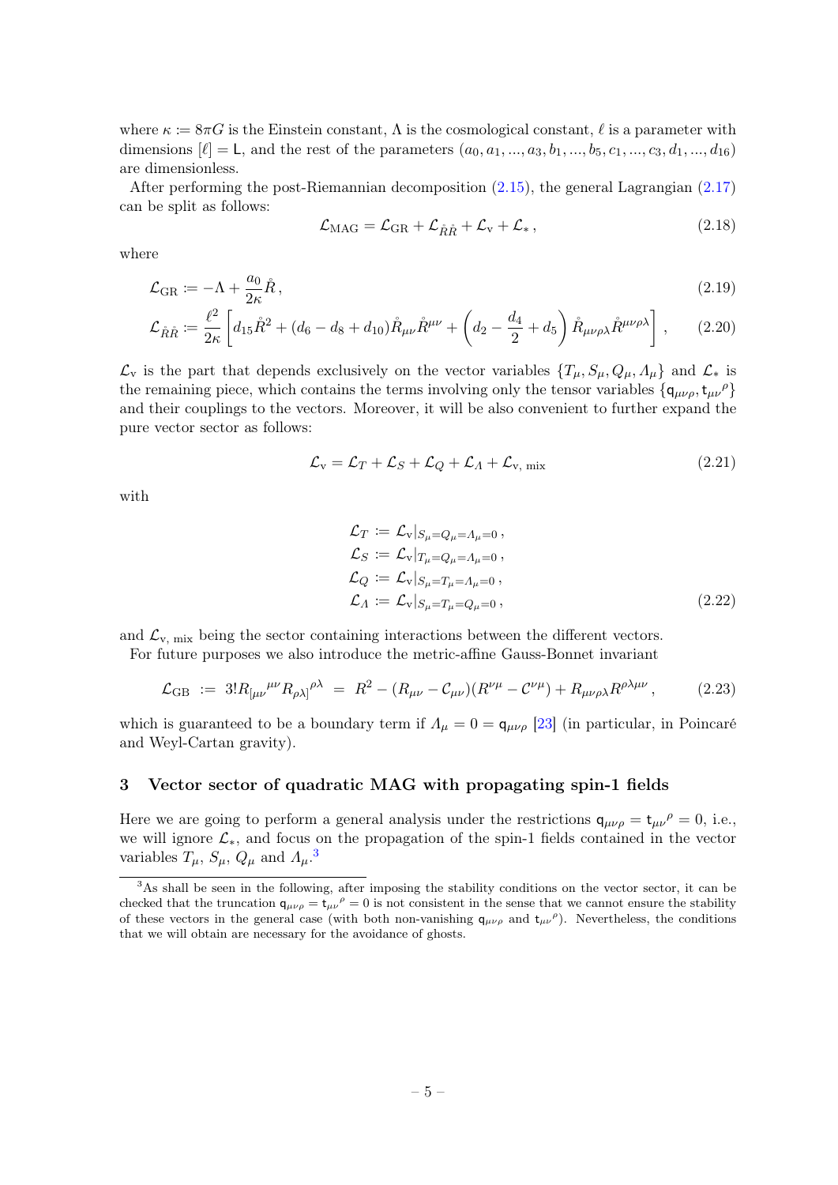where $\kappa := 8\pi G$ is the Einstein constant, $\Lambda$ is the cosmological constant, $\ell$ is a parameter with dimensions $[\ell] = \mathsf{L}$, and the rest of the parameters $(a_0, a_1, ..., a_3, b_1, ..., b_5, c_1, ..., c_3, d_1, ..., d_{16})$ are dimensionless.

After performing the post-Riemannian decomposition (2.15), the general Lagrangian (2.17) can be split as follows:

$$\mathcal{L}_{\rm MAG} = \mathcal{L}_{\rm GR} + \mathcal{L}_{\mathring{R}\mathring{R}} + \mathcal{L}_{\rm v} + \mathcal{L}_{*}\,, \tag{2.18}$$

where

$$\mathcal{L}_{\rm GR} := -\Lambda + \frac{a_0}{2\kappa}\mathring{R}\,, \tag{2.19}$$

$$\mathcal{L}_{\mathring{R}\mathring{R}} := \frac{\ell^2}{2\kappa}\left[d_{15}\mathring{R}^2 + (d_6 - d_8 + d_{10})\mathring{R}_{\mu\nu}\mathring{R}^{\mu\nu} + \left(d_2 - \frac{d_4}{2} + d_5\right)\mathring{R}_{\mu\nu\rho\lambda}\mathring{R}^{\mu\nu\rho\lambda}\right], \tag{2.20}$$

$\mathcal{L}_{\rm v}$ is the part that depends exclusively on the vector variables $\{T_\mu, S_\mu, Q_\mu, \varLambda_\mu\}$ and $\mathcal{L}_*$ is the remaining piece, which contains the terms involving only the tensor variables $\{\mathsf{q}_{\mu\nu\rho}, \mathsf{t}_{\mu\nu}{}^{\rho}\}$ and their couplings to the vectors. Moreover, it will be also convenient to further expand the pure vector sector as follows:

$$\mathcal{L}_{\rm v} = \mathcal{L}_T + \mathcal{L}_S + \mathcal{L}_Q + \mathcal{L}_\varLambda + \mathcal{L}_{\rm v,\,mix} \tag{2.21}$$

with

$$\begin{aligned}
\mathcal{L}_T &:= \mathcal{L}_{\rm v}|_{S_\mu = Q_\mu = \varLambda_\mu = 0}\,,\\
\mathcal{L}_S &:= \mathcal{L}_{\rm v}|_{T_\mu = Q_\mu = \varLambda_\mu = 0}\,,\\
\mathcal{L}_Q &:= \mathcal{L}_{\rm v}|_{S_\mu = T_\mu = \varLambda_\mu = 0}\,,\\
\mathcal{L}_\varLambda &:= \mathcal{L}_{\rm v}|_{S_\mu = T_\mu = Q_\mu = 0}\,,
\end{aligned} \tag{2.22}$$

and $\mathcal{L}_{\rm v,\,mix}$ being the sector containing interactions between the different vectors.

For future purposes we also introduce the metric-affine Gauss-Bonnet invariant

$$\mathcal{L}_{\rm GB} := 3!R_{[\mu\nu}{}^{\mu\nu}R_{\rho\lambda]}{}^{\rho\lambda} = R^2 - (R_{\mu\nu} - \mathcal{C}_{\mu\nu})(R^{\nu\mu} - \mathcal{C}^{\nu\mu}) + R_{\mu\nu\rho\lambda}R^{\rho\lambda\mu\nu}\,, \tag{2.23}$$

which is guaranteed to be a boundary term if $\varLambda_\mu = 0 = \mathsf{q}_{\mu\nu\rho}$ [23] (in particular, in Poincaré and Weyl-Cartan gravity).

## 3 Vector sector of quadratic MAG with propagating spin-1 fields

Here we are going to perform a general analysis under the restrictions $\mathsf{q}_{\mu\nu\rho} = \mathsf{t}_{\mu\nu}{}^{\rho} = 0$, i.e., we will ignore $\mathcal{L}_*$, and focus on the propagation of the spin-1 fields contained in the vector variables $T_\mu$, $S_\mu$, $Q_\mu$ and $\varLambda_\mu$.[3]

[3] As shall be seen in the following, after imposing the stability conditions on the vector sector, it can be checked that the truncation $\mathsf{q}_{\mu\nu\rho} = \mathsf{t}_{\mu\nu}{}^{\rho} = 0$ is not consistent in the sense that we cannot ensure the stability of these vectors in the general case (with both non-vanishing $\mathsf{q}_{\mu\nu\rho}$ and $\mathsf{t}_{\mu\nu}{}^{\rho}$). Nevertheless, the conditions that we will obtain are necessary for the avoidance of ghosts.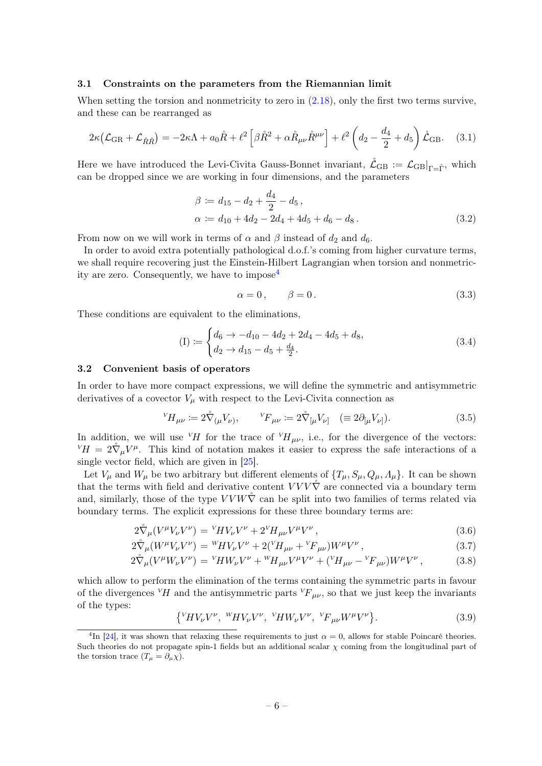### 3.1 Constraints on the parameters from the Riemannian limit

When setting the torsion and nonmetricity to zero in (2.18), only the first two terms survive, and these can be rearranged as

$$2\kappa\big(\mathcal{L}_{\rm GR} + \mathcal{L}_{\mathring{R}\mathring{R}}\big) = -2\kappa\Lambda + a_0\mathring{R} + \ell^2\left[\beta\mathring{R}^2 + \alpha\mathring{R}_{\mu\nu}\mathring{R}^{\mu\nu}\right] + \ell^2\left(d_2 - \frac{d_4}{2} + d_5\right)\mathring{\mathcal{L}}_{\rm GB}. \quad (3.1)$$

Here we have introduced the Levi-Civita Gauss-Bonnet invariant, $\mathring{\mathcal{L}}_{\rm GB} := \mathcal{L}_{\rm GB}|_{\Gamma=\mathring{\Gamma}}$, which can be dropped since we are working in four dimensions, and the parameters

$$\begin{aligned}\beta &:= d_{15} - d_2 + \frac{d_4}{2} - d_5\,,\\ \alpha &:= d_{10} + 4d_2 - 2d_4 + 4d_5 + d_6 - d_8\,.\end{aligned} \quad (3.2)$$

From now on we will work in terms of $\alpha$ and $\beta$ instead of $d_2$ and $d_6$.

In order to avoid extra potentially pathological d.o.f.'s coming from higher curvature terms, we shall require recovering just the Einstein-Hilbert Lagrangian when torsion and nonmetricity are zero. Consequently, we have to impose[4]

$$\alpha = 0\,, \qquad \beta = 0\,. \quad (3.3)$$

These conditions are equivalent to the eliminations,

$$({\rm I}) := \begin{cases} d_6 \to -d_{10} - 4d_2 + 2d_4 - 4d_5 + d_8, \\ d_2 \to d_{15} - d_5 + \frac{d_4}{2}. \end{cases} \quad (3.4)$$

### 3.2 Convenient basis of operators

In order to have more compact expressions, we will define the symmetric and antisymmetric derivatives of a covector $V_\mu$ with respect to the Levi-Civita connection as

$${}^V\!H_{\mu\nu} := 2\mathring{\nabla}_{(\mu}V_{\nu)}, \qquad {}^V\!F_{\mu\nu} := 2\mathring{\nabla}_{[\mu}V_{\nu]} \quad (\equiv 2\partial_{[\mu}V_{\nu]}). \quad (3.5)$$

In addition, we will use ${}^V\!H$ for the trace of ${}^V\!H_{\mu\nu}$, i.e., for the divergence of the vectors: ${}^V\!H = 2\mathring{\nabla}_\mu V^\mu$. This kind of notation makes it easier to express the safe interactions of a single vector field, which are given in [25].

Let $V_\mu$ and $W_\mu$ be two arbitrary but different elements of $\{T_\mu, S_\mu, Q_\mu, \varLambda_\mu\}$. It can be shown that the terms with field and derivative content $VVV\mathring{\nabla}$ are connected via a boundary term and, similarly, those of the type $VVW\mathring{\nabla}$ can be split into two families of terms related via boundary terms. The explicit expressions for these three boundary terms are:

$$2\mathring{\nabla}_\mu(V^\mu V_\nu V^\nu) = {}^V\!H V_\nu V^\nu + 2\,{}^V\!H_{\mu\nu}V^\mu V^\nu\,, \quad (3.6)$$

$$2\mathring{\nabla}_\mu(W^\mu V_\nu V^\nu) = {}^W\!H V_\nu V^\nu + 2({}^V\!H_{\mu\nu} + {}^V\!F_{\mu\nu})W^\mu V^\nu\,, \quad (3.7)$$

$$2\mathring{\nabla}_\mu(V^\mu W_\nu V^\nu) = {}^V\!H W_\nu V^\nu + {}^W\!H_{\mu\nu}V^\mu V^\nu + ({}^V\!H_{\mu\nu} - {}^V\!F_{\mu\nu})W^\mu V^\nu\,, \quad (3.8)$$

which allow to perform the elimination of the terms containing the symmetric parts in favour of the divergences ${}^V\!H$ and the antisymmetric parts ${}^V\!F_{\mu\nu}$, so that we just keep the invariants of the types:

$$\left\{{}^V\!H V_\nu V^\nu,\ {}^W\!H V_\nu V^\nu,\ {}^V\!H W_\nu V^\nu,\ {}^V\!F_{\mu\nu}W^\mu V^\nu\right\}. \quad (3.9)$$

---

[4] In [24], it was shown that relaxing these requirements to just $\alpha = 0$, allows for stable Poincaré theories. Such theories do not propagate spin-1 fields but an additional scalar $\chi$ coming from the longitudinal part of the torsion trace ($T_\mu = \partial_\mu\chi$).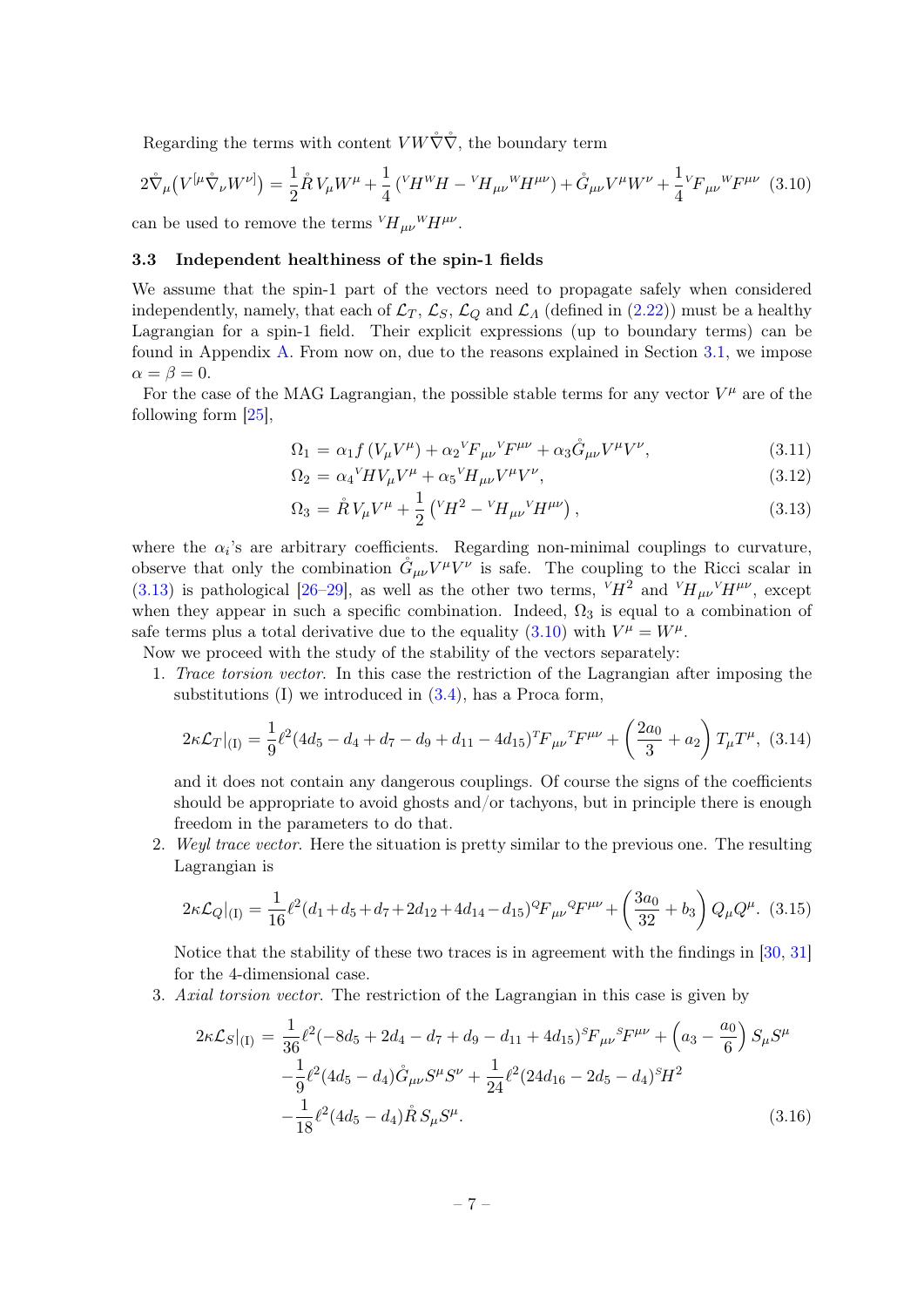Regarding the terms with content $VW\mathring{\nabla}\mathring{\nabla}$, the boundary term

$$2\mathring{\nabla}_\mu\big(V^{[\mu}\mathring{\nabla}_\nu W^{\nu]}\big) = \frac{1}{2}\mathring{R}\,V_\mu W^\mu + \frac{1}{4}\left({}^V\!H\,{}^W\!H - {}^V\!H_{\mu\nu}{}^W\!H^{\mu\nu}\right) + \mathring{G}_{\mu\nu}V^\mu W^\nu + \frac{1}{4}{}^V\!F_{\mu\nu}{}^W\!F^{\mu\nu} \quad (3.10)$$

can be used to remove the terms ${}^V\!H_{\mu\nu}{}^W\!H^{\mu\nu}$.

### 3.3 Independent healthiness of the spin-1 fields

We assume that the spin-1 part of the vectors need to propagate safely when considered independently, namely, that each of $\mathcal{L}_T$, $\mathcal{L}_S$, $\mathcal{L}_Q$ and $\mathcal{L}_A$ (defined in (2.22)) must be a healthy Lagrangian for a spin-1 field. Their explicit expressions (up to boundary terms) can be found in Appendix A. From now on, due to the reasons explained in Section 3.1, we impose $\alpha = \beta = 0$.

For the case of the MAG Lagrangian, the possible stable terms for any vector $V^\mu$ are of the following form [25],

$$\Omega_1 = \alpha_1 f\left(V_\mu V^\mu\right) + \alpha_2{}^V\!F_{\mu\nu}{}^V\!F^{\mu\nu} + \alpha_3\mathring{G}_{\mu\nu}V^\mu V^\nu, \quad (3.11)$$

$$\Omega_2 = \alpha_4{}^V\!H V_\mu V^\mu + \alpha_5{}^V\!H_{\mu\nu}V^\mu V^\nu, \quad (3.12)$$

$$\Omega_3 = \mathring{R}\,V_\mu V^\mu + \frac{1}{2}\left({}^V\!H^2 - {}^V\!H_{\mu\nu}{}^V\!H^{\mu\nu}\right), \quad (3.13)$$

where the $\alpha_i$'s are arbitrary coefficients. Regarding non-minimal couplings to curvature, observe that only the combination $\mathring{G}_{\mu\nu}V^\mu V^\nu$ is safe. The coupling to the Ricci scalar in (3.13) is pathological [26–29], as well as the other two terms, ${}^V\!H^2$ and ${}^V\!H_{\mu\nu}{}^V\!H^{\mu\nu}$, except when they appear in such a specific combination. Indeed, $\Omega_3$ is equal to a combination of safe terms plus a total derivative due to the equality (3.10) with $V^\mu = W^\mu$.

Now we proceed with the study of the stability of the vectors separately:

1. *Trace torsion vector.* In this case the restriction of the Lagrangian after imposing the substitutions (I) we introduced in (3.4), has a Proca form,

$$2\kappa\mathcal{L}_T|_{(\mathrm{I})} = \frac{1}{9}\ell^2(4d_5 - d_4 + d_7 - d_9 + d_{11} - 4d_{15}){}^T\!F_{\mu\nu}{}^T\!F^{\mu\nu} + \left(\frac{2a_0}{3} + a_2\right)T_\mu T^\mu, \quad (3.14)$$

and it does not contain any dangerous couplings. Of course the signs of the coefficients should be appropriate to avoid ghosts and/or tachyons, but in principle there is enough freedom in the parameters to do that.

2. *Weyl trace vector.* Here the situation is pretty similar to the previous one. The resulting Lagrangian is

$$2\kappa\mathcal{L}_Q|_{(\mathrm{I})} = \frac{1}{16}\ell^2(d_1 + d_5 + d_7 + 2d_{12} + 4d_{14} - d_{15}){}^Q\!F_{\mu\nu}{}^Q\!F^{\mu\nu} + \left(\frac{3a_0}{32} + b_3\right)Q_\mu Q^\mu. \quad (3.15)$$

Notice that the stability of these two traces is in agreement with the findings in [30, 31] for the 4-dimensional case.

3. *Axial torsion vector.* The restriction of the Lagrangian in this case is given by

$$\begin{aligned}
2\kappa\mathcal{L}_S|_{(\mathrm{I})} = {}& \frac{1}{36}\ell^2(-8d_5 + 2d_4 - d_7 + d_9 - d_{11} + 4d_{15}){}^S\!F_{\mu\nu}{}^S\!F^{\mu\nu} + \left(a_3 - \frac{a_0}{6}\right)S_\mu S^\mu \\
& - \frac{1}{9}\ell^2(4d_5 - d_4)\mathring{G}_{\mu\nu}S^\mu S^\nu + \frac{1}{24}\ell^2(24d_{16} - 2d_5 - d_4){}^S\!H^2 \\
& - \frac{1}{18}\ell^2(4d_5 - d_4)\mathring{R}\,S_\mu S^\mu.
\end{aligned} \quad (3.16)$$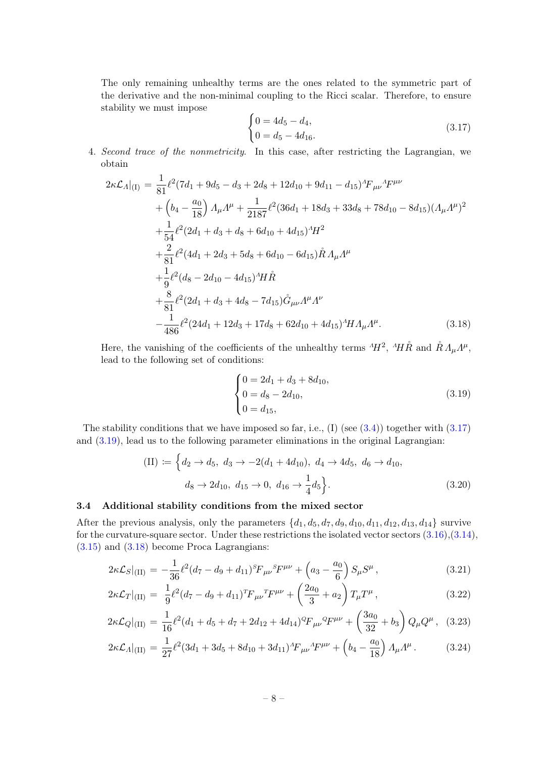The only remaining unhealthy terms are the ones related to the symmetric part of the derivative and the non-minimal coupling to the Ricci scalar. Therefore, to ensure stability we must impose

$$
\begin{cases} 0 = 4d_5 - d_4, \\ 0 = d_5 - 4d_{16}. \end{cases} \tag{3.17}
$$

4. *Second trace of the nonmetricity.* In this case, after restricting the Lagrangian, we obtain

$$
\begin{aligned}
2\kappa\mathcal{L}_{\Lambda}|_{(\mathrm{I})} = &\ \frac{1}{81}\ell^2(7d_1 + 9d_5 - d_3 + 2d_8 + 12d_{10} + 9d_{11} - d_{15})\,{}^{\Lambda}F_{\mu\nu}\,{}^{\Lambda}F^{\mu\nu} \\
&+ \left(b_4 - \frac{a_0}{18}\right)\Lambda_\mu\Lambda^\mu + \frac{1}{2187}\ell^2(36d_1 + 18d_3 + 33d_8 + 78d_{10} - 8d_{15})(\Lambda_\mu\Lambda^\mu)^2 \\
&+ \frac{1}{54}\ell^2(2d_1 + d_3 + d_8 + 6d_{10} + 4d_{15})\,{}^{\Lambda}H^2 \\
&+ \frac{2}{81}\ell^2(4d_1 + 2d_3 + 5d_8 + 6d_{10} - 6d_{15})\mathring{R}\,\Lambda_\mu\Lambda^\mu \\
&+ \frac{1}{9}\ell^2(d_8 - 2d_{10} - 4d_{15})\,{}^{\Lambda}H\mathring{R} \\
&+ \frac{8}{81}\ell^2(2d_1 + d_3 + 4d_8 - 7d_{15})\mathring{G}_{\mu\nu}\Lambda^\mu\Lambda^\nu \\
&- \frac{1}{486}\ell^2(24d_1 + 12d_3 + 17d_8 + 62d_{10} + 4d_{15})\,{}^{\Lambda}H\Lambda_\mu\Lambda^\mu.
\end{aligned} \tag{3.18}
$$

Here, the vanishing of the coefficients of the unhealthy terms ${}^{\Lambda}H^2$, ${}^{\Lambda}H\mathring{R}$ and $\mathring{R}\,\Lambda_\mu\Lambda^\mu$, lead to the following set of conditions:

$$
\begin{cases} 0 = 2d_1 + d_3 + 8d_{10}, \\ 0 = d_8 - 2d_{10}, \\ 0 = d_{15}, \end{cases} \tag{3.19}
$$

The stability conditions that we have imposed so far, i.e., (I) (see (3.4)) together with (3.17) and (3.19), lead us to the following parameter eliminations in the original Lagrangian:

$$
\begin{aligned}
(\mathrm{II}) \coloneqq \Big\{ &d_2 \to d_5,\ d_3 \to -2(d_1 + 4d_{10}),\ d_4 \to 4d_5,\ d_6 \to d_{10}, \\
&d_8 \to 2d_{10},\ d_{15} \to 0,\ d_{16} \to \frac{1}{4}d_5 \Big\}.
\end{aligned} \tag{3.20}
$$

### 3.4 Additional stability conditions from the mixed sector

After the previous analysis, only the parameters $\{d_1, d_5, d_7, d_9, d_{10}, d_{11}, d_{12}, d_{13}, d_{14}\}$ survive for the curvature-square sector. Under these restrictions the isolated vector sectors (3.16),(3.14), (3.15) and (3.18) become Proca Lagrangians:

$$
2\kappa\mathcal{L}_S|_{(\mathrm{II})} = -\frac{1}{36}\ell^2(d_7 - d_9 + d_{11})\,{}^{S}F_{\mu\nu}\,{}^{S}F^{\mu\nu} + \left(a_3 - \frac{a_0}{6}\right)S_\mu S^\mu\,, \tag{3.21}
$$

$$
2\kappa\mathcal{L}_T|_{(\mathrm{II})} = \frac{1}{9}\ell^2(d_7 - d_9 + d_{11})\,{}^{T}F_{\mu\nu}\,{}^{T}F^{\mu\nu} + \left(\frac{2a_0}{3} + a_2\right)T_\mu T^\mu\,, \tag{3.22}
$$

$$
2\kappa\mathcal{L}_Q|_{(\mathrm{II})} = \frac{1}{16}\ell^2(d_1 + d_5 + d_7 + 2d_{12} + 4d_{14})\,{}^{Q}F_{\mu\nu}\,{}^{Q}F^{\mu\nu} + \left(\frac{3a_0}{32} + b_3\right)Q_\mu Q^\mu\,, \tag{3.23}
$$

$$
2\kappa\mathcal{L}_{\Lambda}|_{(\mathrm{II})} = \frac{1}{27}\ell^2(3d_1 + 3d_5 + 8d_{10} + 3d_{11})\,{}^{\Lambda}F_{\mu\nu}\,{}^{\Lambda}F^{\mu\nu} + \left(b_4 - \frac{a_0}{18}\right)\Lambda_\mu\Lambda^\mu\,. \tag{3.24}
$$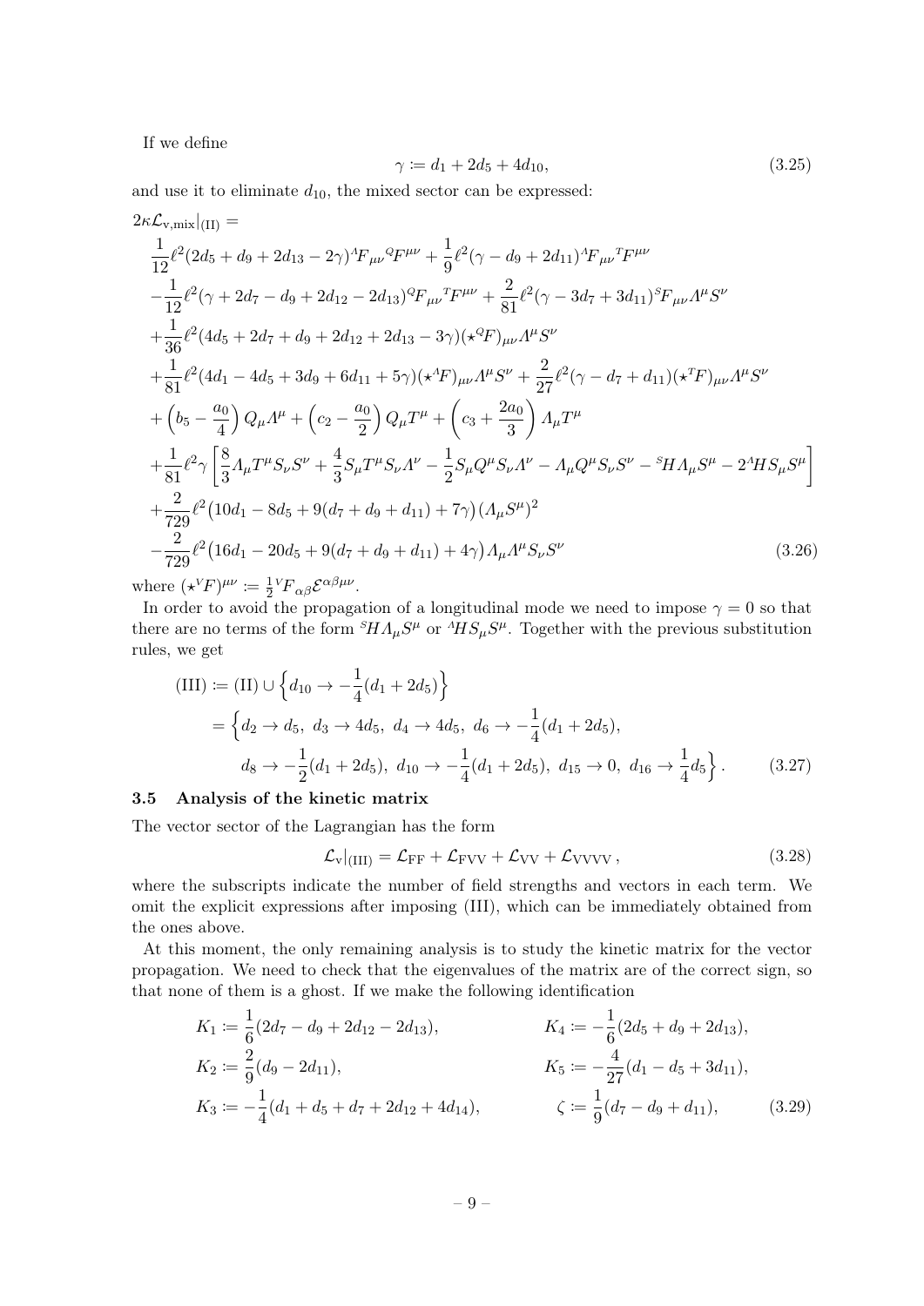If we define

$$\gamma \coloneqq d_1 + 2d_5 + 4d_{10}, \tag{3.25}$$

and use it to eliminate $d_{10}$, the mixed sector can be expressed:

$$\begin{aligned}
&2\kappa \mathcal{L}_{\mathrm{v,mix}}\big|_{\mathrm{(II)}} = \\
&\frac{1}{12}\ell^2(2d_5 + d_9 + 2d_{13} - 2\gamma)\,{}^{\varLambda}F_{\mu\nu}\,{}^{Q}F^{\mu\nu} + \frac{1}{9}\ell^2(\gamma - d_9 + 2d_{11})\,{}^{\varLambda}F_{\mu\nu}\,{}^{T}F^{\mu\nu} \\
&-\frac{1}{12}\ell^2(\gamma + 2d_7 - d_9 + 2d_{12} - 2d_{13})\,{}^{Q}F_{\mu\nu}\,{}^{T}F^{\mu\nu} + \frac{2}{81}\ell^2(\gamma - 3d_7 + 3d_{11})\,{}^{S}F_{\mu\nu}\varLambda^\mu S^\nu \\
&+\frac{1}{36}\ell^2(4d_5 + 2d_7 + d_9 + 2d_{12} + 2d_{13} - 3\gamma)(\star^{Q}F)_{\mu\nu}\varLambda^\mu S^\nu \\
&+\frac{1}{81}\ell^2(4d_1 - 4d_5 + 3d_9 + 6d_{11} + 5\gamma)(\star^{\varLambda}F)_{\mu\nu}\varLambda^\mu S^\nu + \frac{2}{27}\ell^2(\gamma - d_7 + d_{11})(\star^{T}F)_{\mu\nu}\varLambda^\mu S^\nu \\
&+\left(b_5 - \frac{a_0}{4}\right)Q_\mu \varLambda^\mu + \left(c_2 - \frac{a_0}{2}\right)Q_\mu T^\mu + \left(c_3 + \frac{2a_0}{3}\right)\varLambda_\mu T^\mu \\
&+\frac{1}{81}\ell^2\gamma\left[\frac{8}{3}\varLambda_\mu T^\mu S_\nu S^\nu + \frac{4}{3}S_\mu T^\mu S_\nu \varLambda^\nu - \frac{1}{2}S_\mu Q^\mu S_\nu \varLambda^\nu - \varLambda_\mu Q^\mu S_\nu S^\nu - {}^{S}H\varLambda_\mu S^\mu - 2\,{}^{\varLambda}H S_\mu S^\mu\right] \\
&+\frac{2}{729}\ell^2\big(10d_1 - 8d_5 + 9(d_7 + d_9 + d_{11}) + 7\gamma\big)(\varLambda_\mu S^\mu)^2 \\
&-\frac{2}{729}\ell^2\big(16d_1 - 20d_5 + 9(d_7 + d_9 + d_{11}) + 4\gamma\big)\varLambda_\mu \varLambda^\mu S_\nu S^\nu
\end{aligned} \tag{3.26}$$

where $(\star^{V}F)^{\mu\nu} \coloneqq \frac{1}{2}{}^{V}F_{\alpha\beta}\mathcal{E}^{\alpha\beta\mu\nu}$.

In order to avoid the propagation of a longitudinal mode we need to impose $\gamma = 0$ so that there are no terms of the form ${}^{S}H\varLambda_\mu S^\mu$ or ${}^{\varLambda}H S_\mu S^\mu$. Together with the previous substitution rules, we get

$$\begin{aligned}
\mathrm{(III)} &\coloneqq \mathrm{(II)} \cup \left\{d_{10} \to -\frac{1}{4}(d_1 + 2d_5)\right\} \\
&= \Big\{d_2 \to d_5,\ d_3 \to 4d_5,\ d_4 \to 4d_5,\ d_6 \to -\frac{1}{4}(d_1 + 2d_5), \\
&\qquad d_8 \to -\frac{1}{2}(d_1 + 2d_5),\ d_{10} \to -\frac{1}{4}(d_1 + 2d_5),\ d_{15} \to 0,\ d_{16} \to \frac{1}{4}d_5\Big\}.
\end{aligned} \tag{3.27}$$

### 3.5 Analysis of the kinetic matrix

The vector sector of the Lagrangian has the form

$$\mathcal{L}_{\mathrm{v}}\big|_{\mathrm{(III)}} = \mathcal{L}_{\mathrm{FF}} + \mathcal{L}_{\mathrm{FVV}} + \mathcal{L}_{\mathrm{VV}} + \mathcal{L}_{\mathrm{VVVV}}\,, \tag{3.28}$$

where the subscripts indicate the number of field strengths and vectors in each term. We omit the explicit expressions after imposing (III), which can be immediately obtained from the ones above.

At this moment, the only remaining analysis is to study the kinetic matrix for the vector propagation. We need to check that the eigenvalues of the matrix are of the correct sign, so that none of them is a ghost. If we make the following identification

$$\begin{aligned}
K_1 &\coloneqq \frac{1}{6}(2d_7 - d_9 + 2d_{12} - 2d_{13}), & K_4 &\coloneqq -\frac{1}{6}(2d_5 + d_9 + 2d_{13}), \\
K_2 &\coloneqq \frac{2}{9}(d_9 - 2d_{11}), & K_5 &\coloneqq -\frac{4}{27}(d_1 - d_5 + 3d_{11}), \\
K_3 &\coloneqq -\frac{1}{4}(d_1 + d_5 + d_7 + 2d_{12} + 4d_{14}), & \zeta &\coloneqq \frac{1}{9}(d_7 - d_9 + d_{11}),
\end{aligned} \tag{3.29}$$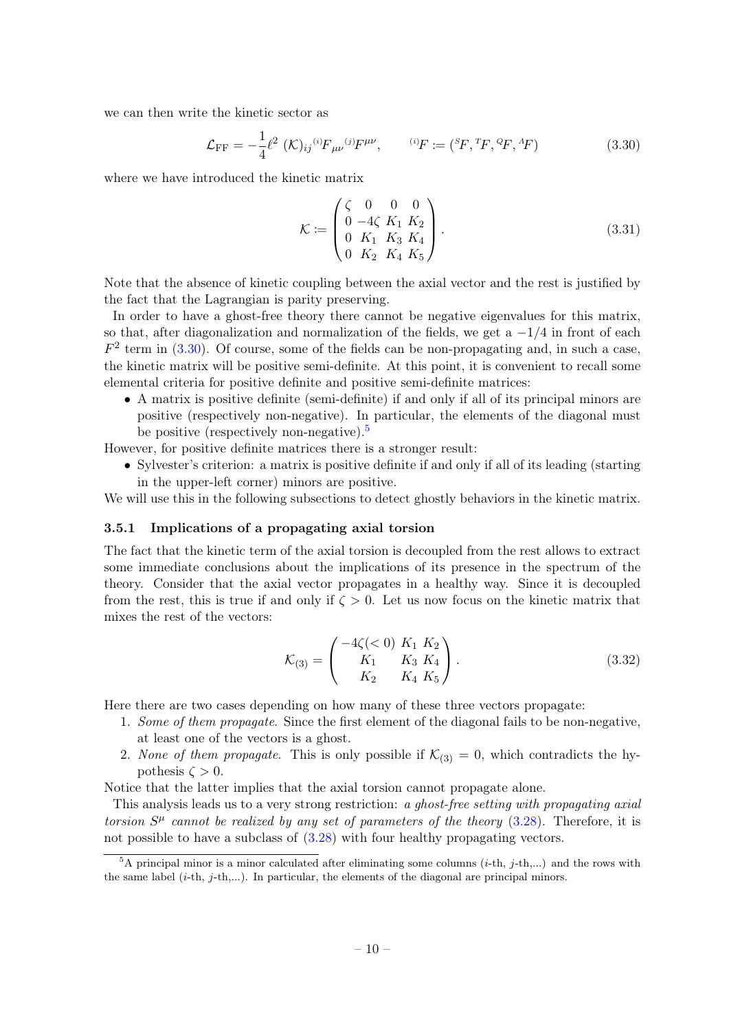we can then write the kinetic sector as

$$\mathcal{L}_{\rm FF} = -\frac{1}{4}\ell^2 \; (\mathcal{K})_{ij} {}^{(i)}F_{\mu\nu} {}^{(j)}F^{\mu\nu}, \qquad {}^{(i)}F := ({}^{S}F, {}^{T}F, {}^{Q}F, {}^{A}F) \tag{3.30}$$

where we have introduced the kinetic matrix

$$\mathcal{K} := \begin{pmatrix} \zeta & 0 & 0 & 0 \\ 0 & -4\zeta & K_1 & K_2 \\ 0 & K_1 & K_3 & K_4 \\ 0 & K_2 & K_4 & K_5 \end{pmatrix}. \tag{3.31}$$

Note that the absence of kinetic coupling between the axial vector and the rest is justified by the fact that the Lagrangian is parity preserving.

In order to have a ghost-free theory there cannot be negative eigenvalues for this matrix, so that, after diagonalization and normalization of the fields, we get a $-1/4$ in front of each $F^2$ term in (3.30). Of course, some of the fields can be non-propagating and, in such a case, the kinetic matrix will be positive semi-definite. At this point, it is convenient to recall some elemental criteria for positive definite and positive semi-definite matrices:

- A matrix is positive definite (semi-definite) if and only if all of its principal minors are positive (respectively non-negative). In particular, the elements of the diagonal must be positive (respectively non-negative).[5]

However, for positive definite matrices there is a stronger result:

- Sylvester's criterion: a matrix is positive definite if and only if all of its leading (starting in the upper-left corner) minors are positive.

We will use this in the following subsections to detect ghostly behaviors in the kinetic matrix.

### 3.5.1 Implications of a propagating axial torsion

The fact that the kinetic term of the axial torsion is decoupled from the rest allows to extract some immediate conclusions about the implications of its presence in the spectrum of the theory. Consider that the axial vector propagates in a healthy way. Since it is decoupled from the rest, this is true if and only if $\zeta > 0$. Let us now focus on the kinetic matrix that mixes the rest of the vectors:

$$\mathcal{K}_{(3)} = \begin{pmatrix} -4\zeta(<0) & K_1 & K_2 \\ K_1 & K_3 & K_4 \\ K_2 & K_4 & K_5 \end{pmatrix}. \tag{3.32}$$

Here there are two cases depending on how many of these three vectors propagate:

1. *Some of them propagate*. Since the first element of the diagonal fails to be non-negative, at least one of the vectors is a ghost.
2. *None of them propagate*. This is only possible if $\mathcal{K}_{(3)} = 0$, which contradicts the hypothesis $\zeta > 0$.

Notice that the latter implies that the axial torsion cannot propagate alone.

This analysis leads us to a very strong restriction: *a ghost-free setting with propagating axial torsion $S^\mu$ cannot be realized by any set of parameters of the theory* (3.28). Therefore, it is not possible to have a subclass of (3.28) with four healthy propagating vectors.

[5] A principal minor is a minor calculated after eliminating some columns ($i$-th, $j$-th,...) and the rows with the same label ($i$-th, $j$-th,...). In particular, the elements of the diagonal are principal minors.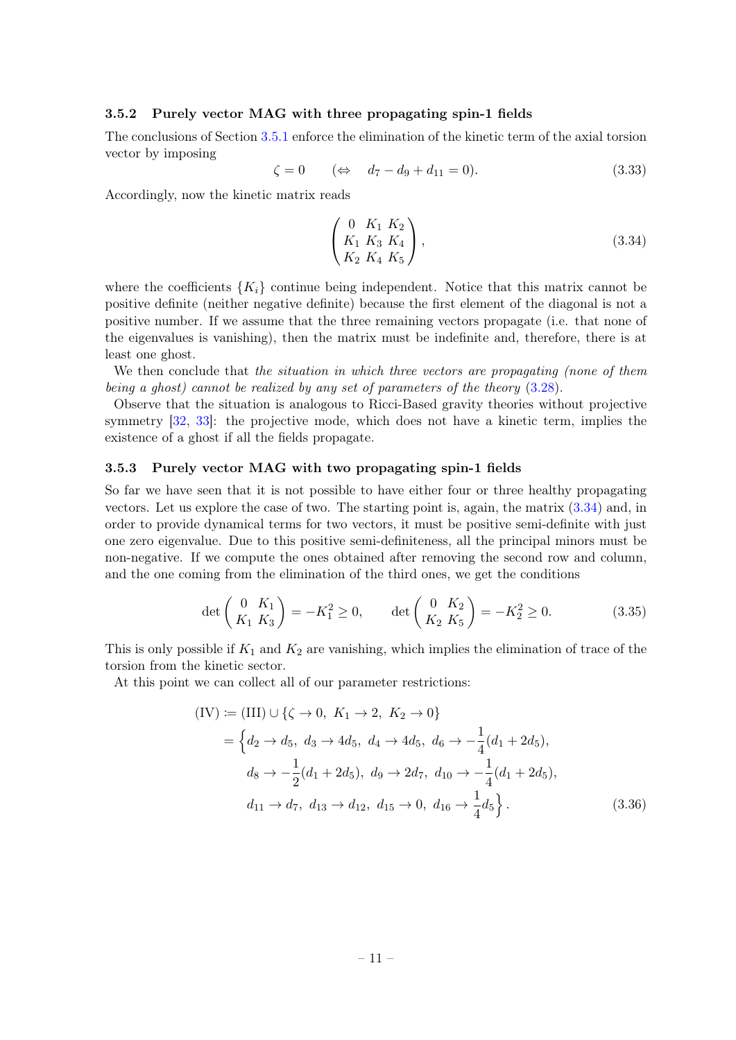### 3.5.2 Purely vector MAG with three propagating spin-1 fields

The conclusions of Section 3.5.1 enforce the elimination of the kinetic term of the axial torsion vector by imposing

$$\zeta = 0 \qquad (\Leftrightarrow \quad d_7 - d_9 + d_{11} = 0). \tag{3.33}$$

Accordingly, now the kinetic matrix reads

$$\begin{pmatrix} 0 & K_1 & K_2 \\ K_1 & K_3 & K_4 \\ K_2 & K_4 & K_5 \end{pmatrix}, \tag{3.34}$$

where the coefficients $\{K_i\}$ continue being independent. Notice that this matrix cannot be positive definite (neither negative definite) because the first element of the diagonal is not a positive number. If we assume that the three remaining vectors propagate (i.e. that none of the eigenvalues is vanishing), then the matrix must be indefinite and, therefore, there is at least one ghost.

We then conclude that *the situation in which three vectors are propagating (none of them being a ghost) cannot be realized by any set of parameters of the theory* (3.28).

Observe that the situation is analogous to Ricci-Based gravity theories without projective symmetry [32, 33]: the projective mode, which does not have a kinetic term, implies the existence of a ghost if all the fields propagate.

### 3.5.3 Purely vector MAG with two propagating spin-1 fields

So far we have seen that it is not possible to have either four or three healthy propagating vectors. Let us explore the case of two. The starting point is, again, the matrix (3.34) and, in order to provide dynamical terms for two vectors, it must be positive semi-definite with just one zero eigenvalue. Due to this positive semi-definiteness, all the principal minors must be non-negative. If we compute the ones obtained after removing the second row and column, and the one coming from the elimination of the third ones, we get the conditions

$$\det\begin{pmatrix} 0 & K_1 \\ K_1 & K_3 \end{pmatrix} = -K_1^2 \geq 0, \qquad \det\begin{pmatrix} 0 & K_2 \\ K_2 & K_5 \end{pmatrix} = -K_2^2 \geq 0. \tag{3.35}$$

This is only possible if $K_1$ and $K_2$ are vanishing, which implies the elimination of trace of the torsion from the kinetic sector.

At this point we can collect all of our parameter restrictions:

$$\begin{aligned}
\text{(IV)} &\coloneqq \text{(III)} \cup \{\zeta \to 0,\ K_1 \to 2,\ K_2 \to 0\} \\
&= \Big\{ d_2 \to d_5,\ d_3 \to 4d_5,\ d_4 \to 4d_5,\ d_6 \to -\frac{1}{4}(d_1 + 2d_5), \\
&\qquad d_8 \to -\frac{1}{2}(d_1 + 2d_5),\ d_9 \to 2d_7,\ d_{10} \to -\frac{1}{4}(d_1 + 2d_5), \\
&\qquad d_{11} \to d_7,\ d_{13} \to d_{12},\ d_{15} \to 0,\ d_{16} \to \frac{1}{4}d_5 \Big\}.
\end{aligned} \tag{3.36}$$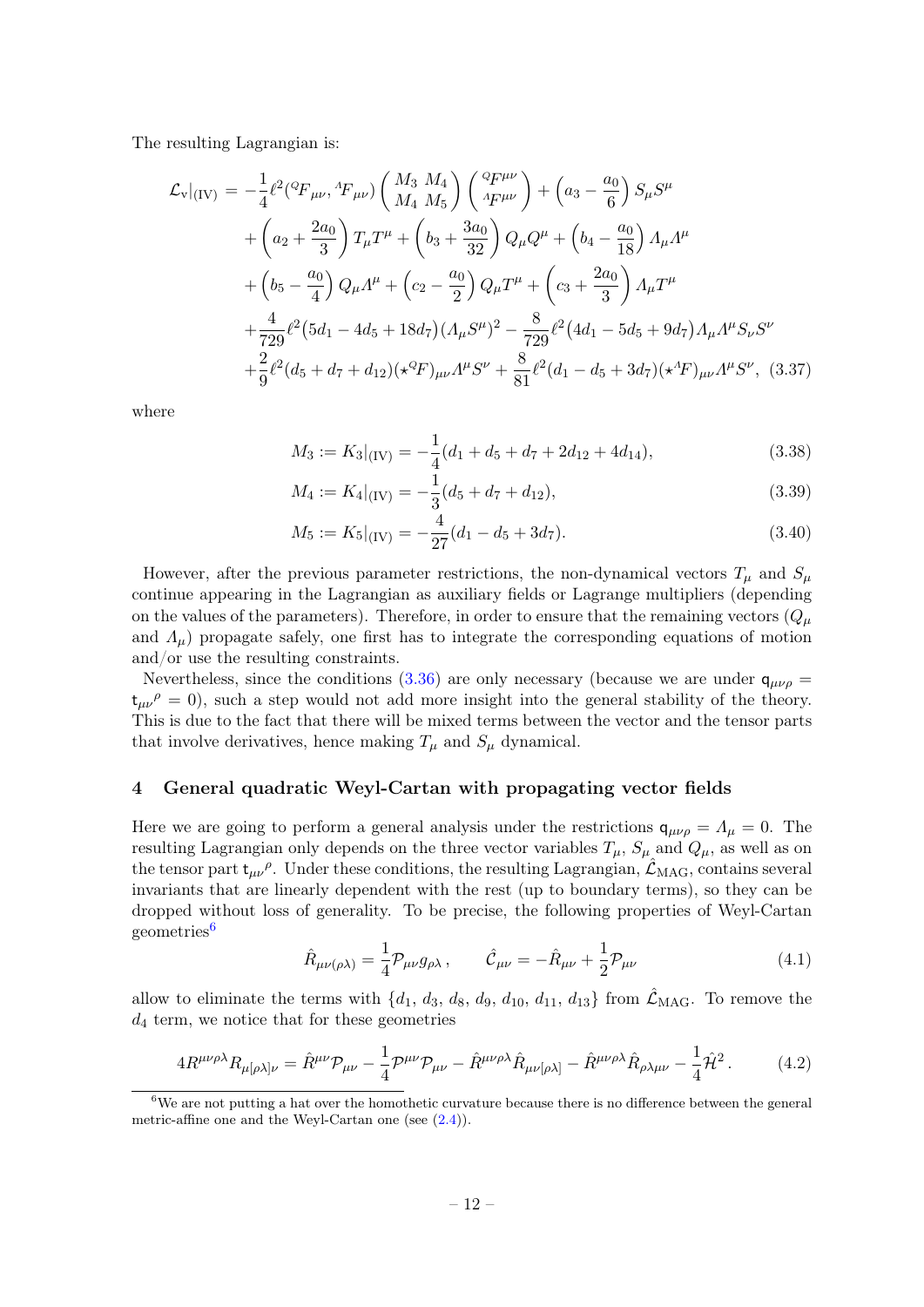The resulting Lagrangian is:

$$
\begin{aligned}
\mathcal{L}_{\rm v}|_{\rm (IV)} = &-\frac{1}{4}\ell^2({}^{Q}\!F_{\mu\nu}, {}^{\varLambda}\!F_{\mu\nu}) \begin{pmatrix} M_3 & M_4 \\ M_4 & M_5 \end{pmatrix} \begin{pmatrix} {}^{Q}\!F^{\mu\nu} \\ {}^{\varLambda}\!F^{\mu\nu} \end{pmatrix} + \left(a_3 - \frac{a_0}{6}\right) S_\mu S^\mu \\
&+ \left(a_2 + \frac{2a_0}{3}\right) T_\mu T^\mu + \left(b_3 + \frac{3a_0}{32}\right) Q_\mu Q^\mu + \left(b_4 - \frac{a_0}{18}\right) \varLambda_\mu \varLambda^\mu \\
&+ \left(b_5 - \frac{a_0}{4}\right) Q_\mu \varLambda^\mu + \left(c_2 - \frac{a_0}{2}\right) Q_\mu T^\mu + \left(c_3 + \frac{2a_0}{3}\right) \varLambda_\mu T^\mu \\
&+ \frac{4}{729}\ell^2\big(5d_1 - 4d_5 + 18d_7\big)(\varLambda_\mu S^\mu)^2 - \frac{8}{729}\ell^2\big(4d_1 - 5d_5 + 9d_7\big)\varLambda_\mu \varLambda^\mu S_\nu S^\nu \\
&+ \frac{2}{9}\ell^2(d_5 + d_7 + d_{12})(\star{}^{Q}\!F)_{\mu\nu}\varLambda^\mu S^\nu + \frac{8}{81}\ell^2(d_1 - d_5 + 3d_7)(\star{}^{\varLambda}\!F)_{\mu\nu}\varLambda^\mu S^\nu, \quad (3.37)
\end{aligned}
$$

where

$$
M_3 := K_3|_{\rm (IV)} = -\frac{1}{4}(d_1 + d_5 + d_7 + 2d_{12} + 4d_{14}), \tag{3.38}
$$

$$
M_4 := K_4|_{\rm (IV)} = -\frac{1}{3}(d_5 + d_7 + d_{12}), \tag{3.39}
$$

$$
M_5 := K_5|_{\rm (IV)} = -\frac{4}{27}(d_1 - d_5 + 3d_7). \tag{3.40}
$$

However, after the previous parameter restrictions, the non-dynamical vectors $T_\mu$ and $S_\mu$ continue appearing in the Lagrangian as auxiliary fields or Lagrange multipliers (depending on the values of the parameters). Therefore, in order to ensure that the remaining vectors ($Q_\mu$ and $\varLambda_\mu$) propagate safely, one first has to integrate the corresponding equations of motion and/or use the resulting constraints.

Nevertheless, since the conditions (3.36) are only necessary (because we are under $\mathsf{q}_{\mu\nu\rho} = \mathsf{t}_{\mu\nu}{}^\rho = 0$), such a step would not add more insight into the general stability of the theory. This is due to the fact that there will be mixed terms between the vector and the tensor parts that involve derivatives, hence making $T_\mu$ and $S_\mu$ dynamical.

## 4 General quadratic Weyl-Cartan with propagating vector fields

Here we are going to perform a general analysis under the restrictions $\mathsf{q}_{\mu\nu\rho} = \varLambda_\mu = 0$. The resulting Lagrangian only depends on the three vector variables $T_\mu$, $S_\mu$ and $Q_\mu$, as well as on the tensor part $\mathsf{t}_{\mu\nu}{}^\rho$. Under these conditions, the resulting Lagrangian, $\hat{\mathcal{L}}_{\rm MAG}$, contains several invariants that are linearly dependent with the rest (up to boundary terms), so they can be dropped without loss of generality. To be precise, the following properties of Weyl-Cartan geometries[6]

$$
\hat{R}_{\mu\nu(\rho\lambda)} = \frac{1}{4}\mathcal{P}_{\mu\nu}g_{\rho\lambda}\,, \qquad \hat{\mathcal{C}}_{\mu\nu} = -\hat{R}_{\mu\nu} + \frac{1}{2}\mathcal{P}_{\mu\nu} \tag{4.1}
$$

allow to eliminate the terms with $\{d_1,\, d_3,\, d_8,\, d_9,\, d_{10},\, d_{11},\, d_{13}\}$ from $\hat{\mathcal{L}}_{\rm MAG}$. To remove the $d_4$ term, we notice that for these geometries

$$
4R^{\mu\nu\rho\lambda}R_{\mu[\rho\lambda]\nu} = \hat{R}^{\mu\nu}\mathcal{P}_{\mu\nu} - \frac{1}{4}\mathcal{P}^{\mu\nu}\mathcal{P}_{\mu\nu} - \hat{R}^{\mu\nu\rho\lambda}\hat{R}_{\mu\nu[\rho\lambda]} - \hat{R}^{\mu\nu\rho\lambda}\hat{R}_{\rho\lambda\mu\nu} - \frac{1}{4}\hat{\mathcal{H}}^2\,. \tag{4.2}
$$

[6] We are not putting a hat over the homothetic curvature because there is no difference between the general metric-affine one and the Weyl-Cartan one (see (2.4)).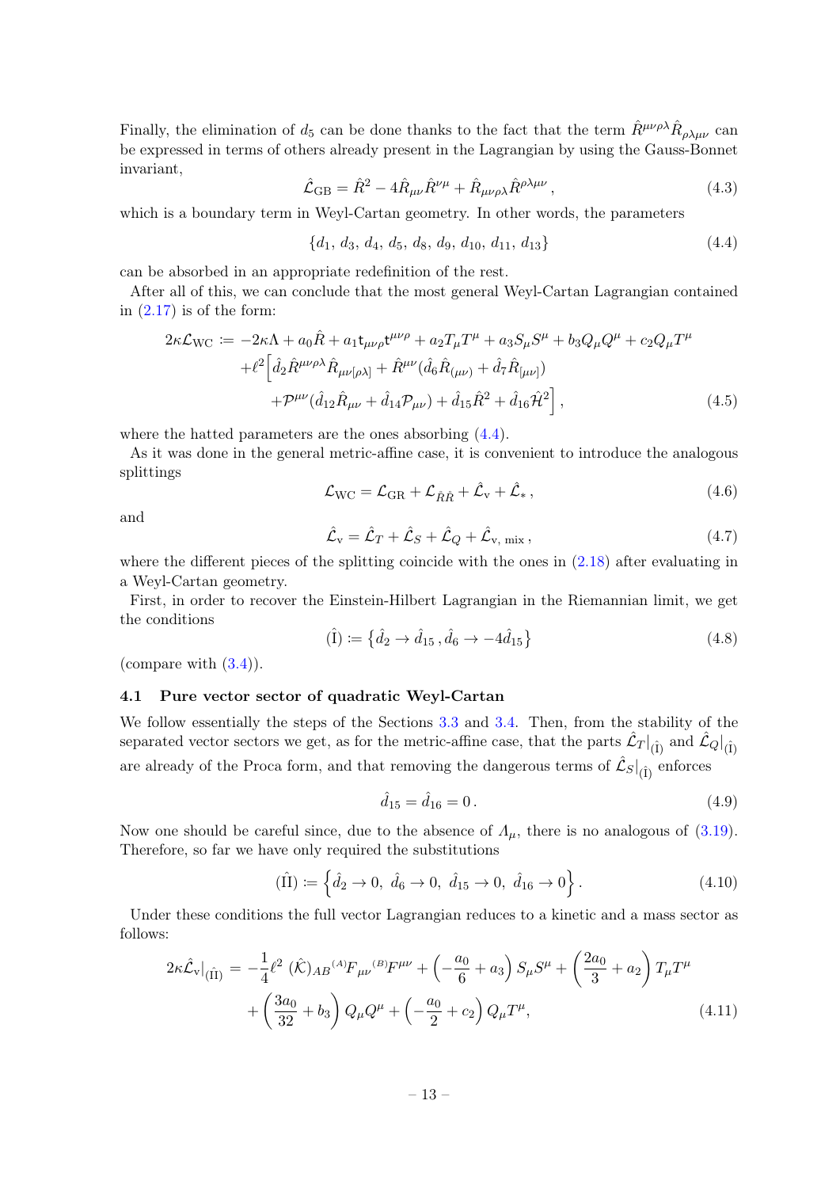Finally, the elimination of $d_5$ can be done thanks to the fact that the term $\hat{R}^{\mu\nu\rho\lambda}\hat{R}_{\rho\lambda\mu\nu}$ can be expressed in terms of others already present in the Lagrangian by using the Gauss-Bonnet invariant,

$$\hat{\mathcal{L}}_{\rm GB} = \hat{R}^2 - 4\hat{R}_{\mu\nu}\hat{R}^{\nu\mu} + \hat{R}_{\mu\nu\rho\lambda}\hat{R}^{\rho\lambda\mu\nu}\,, \tag{4.3}$$

which is a boundary term in Weyl-Cartan geometry. In other words, the parameters

$$\{d_1,\, d_3,\, d_4,\, d_5,\, d_8,\, d_9,\, d_{10},\, d_{11},\, d_{13}\} \tag{4.4}$$

can be absorbed in an appropriate redefinition of the rest.

After all of this, we can conclude that the most general Weyl-Cartan Lagrangian contained in (2.17) is of the form:

$$\begin{aligned}
2\kappa\mathcal{L}_{\rm WC} \coloneqq{}& -2\kappa\Lambda + a_0\hat{R} + a_1\mathsf{t}_{\mu\nu\rho}\mathsf{t}^{\mu\nu\rho} + a_2T_\mu T^\mu + a_3S_\mu S^\mu + b_3Q_\mu Q^\mu + c_2Q_\mu T^\mu \\
&+\ell^2\Big[\hat{d}_2\hat{R}^{\mu\nu\rho\lambda}\hat{R}_{\mu\nu[\rho\lambda]} + \hat{R}^{\mu\nu}(\hat{d}_6\hat{R}_{(\mu\nu)} + \hat{d}_7\hat{R}_{[\mu\nu]}) \\
&+\mathcal{P}^{\mu\nu}(\hat{d}_{12}\hat{R}_{\mu\nu} + \hat{d}_{14}\mathcal{P}_{\mu\nu}) + \hat{d}_{15}\hat{R}^2 + \hat{d}_{16}\hat{\mathcal{H}}^2\Big]\,,
\end{aligned} \tag{4.5}$$

where the hatted parameters are the ones absorbing (4.4).

As it was done in the general metric-affine case, it is convenient to introduce the analogous splittings

$$\mathcal{L}_{\rm WC} = \mathcal{L}_{\rm GR} + \mathcal{L}_{\hat{R}\hat{R}} + \hat{\mathcal{L}}_{\rm v} + \hat{\mathcal{L}}_*\,, \tag{4.6}$$

and

$$\hat{\mathcal{L}}_{\rm v} = \hat{\mathcal{L}}_T + \hat{\mathcal{L}}_S + \hat{\mathcal{L}}_Q + \hat{\mathcal{L}}_{\rm v,\,mix}\,, \tag{4.7}$$

where the different pieces of the splitting coincide with the ones in (2.18) after evaluating in a Weyl-Cartan geometry.

First, in order to recover the Einstein-Hilbert Lagrangian in the Riemannian limit, we get the conditions

$$(\hat{\rm I}) \coloneqq \{\hat{d}_2 \to \hat{d}_{15}\,, \hat{d}_6 \to -4\hat{d}_{15}\} \tag{4.8}$$

(compare with (3.4)).

### 4.1 Pure vector sector of quadratic Weyl-Cartan

We follow essentially the steps of the Sections 3.3 and 3.4. Then, from the stability of the separated vector sectors we get, as for the metric-affine case, that the parts $\hat{\mathcal{L}}_T|_{(\hat{\rm I})}$ and $\hat{\mathcal{L}}_Q|_{(\hat{\rm I})}$ are already of the Proca form, and that removing the dangerous terms of $\hat{\mathcal{L}}_S|_{(\hat{\rm I})}$ enforces

$$\hat{d}_{15} = \hat{d}_{16} = 0\,. \tag{4.9}$$

Now one should be careful since, due to the absence of $\varLambda_\mu$, there is no analogous of (3.19). Therefore, so far we have only required the substitutions

$$(\hat{\rm II}) \coloneqq \Big\{\hat{d}_2 \to 0,\ \hat{d}_6 \to 0,\ \hat{d}_{15} \to 0,\ \hat{d}_{16} \to 0\Big\}\,. \tag{4.10}$$

Under these conditions the full vector Lagrangian reduces to a kinetic and a mass sector as follows:

$$\begin{aligned}
2\kappa\hat{\mathcal{L}}_{\rm v}|_{(\hat{\rm II})} ={}& -\frac{1}{4}\ell^2\ (\hat{\mathcal{K}})_{AB}\,{}^{(A)}F_{\mu\nu}\,{}^{(B)}F^{\mu\nu} + \Big(-\frac{a_0}{6} + a_3\Big)\,S_\mu S^\mu + \Big(\frac{2a_0}{3} + a_2\Big)\,T_\mu T^\mu \\
&+ \Big(\frac{3a_0}{32} + b_3\Big)\,Q_\mu Q^\mu + \Big(-\frac{a_0}{2} + c_2\Big)\,Q_\mu T^\mu,
\end{aligned} \tag{4.11}$$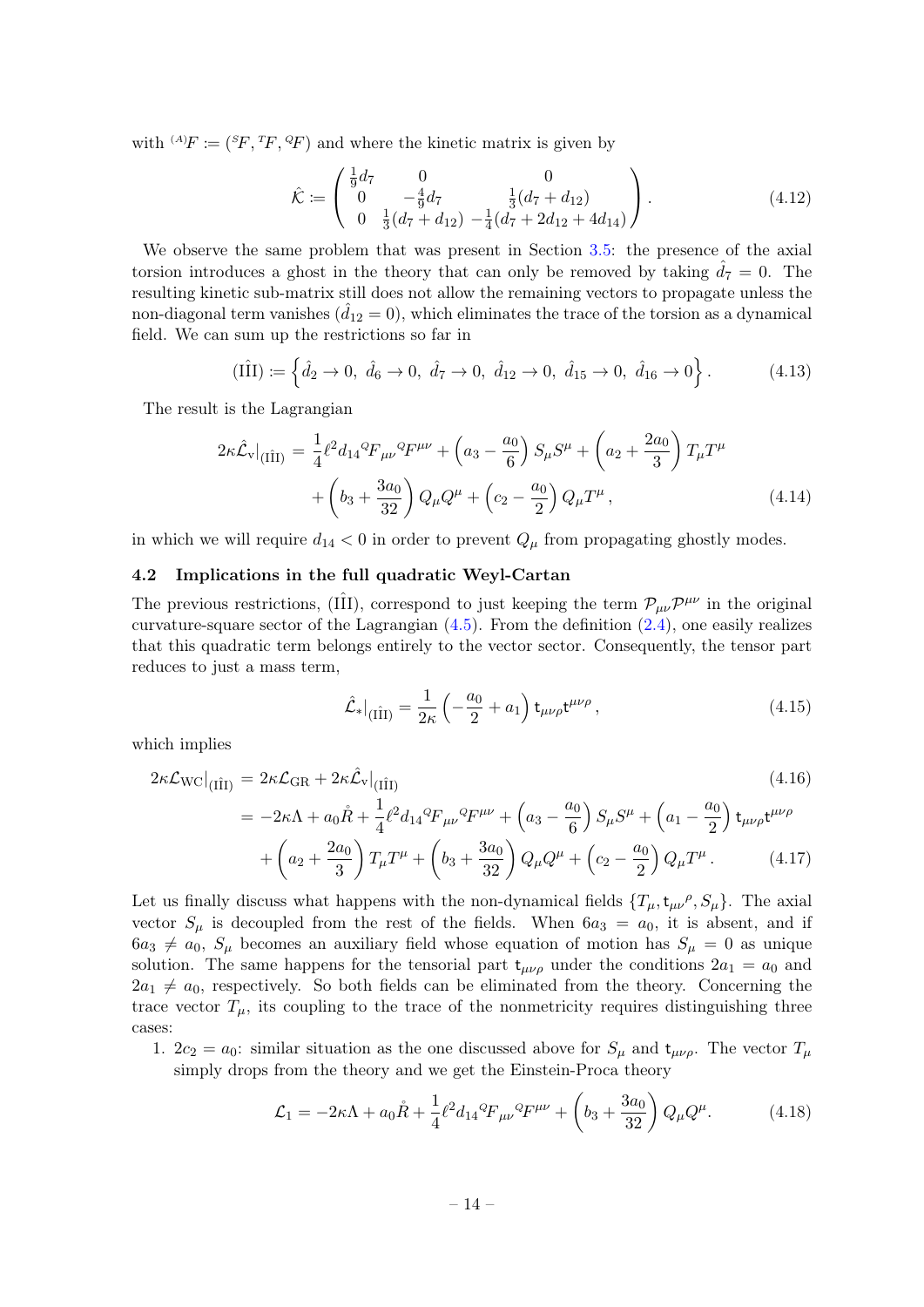with ${}^{(A)}F := ({}^{S}F, {}^{T}F, {}^{Q}F)$ and where the kinetic matrix is given by

$$
\hat{\mathcal{K}} := \begin{pmatrix} \frac{1}{9}d_7 & 0 & 0 \\ 0 & -\frac{4}{9}d_7 & \frac{1}{3}(d_7 + d_{12}) \\ 0 & \frac{1}{3}(d_7 + d_{12}) & -\frac{1}{4}(d_7 + 2d_{12} + 4d_{14}) \end{pmatrix}. \tag{4.12}
$$

We observe the same problem that was present in Section 3.5: the presence of the axial torsion introduces a ghost in the theory that can only be removed by taking $\hat{d}_7 = 0$. The resulting kinetic sub-matrix still does not allow the remaining vectors to propagate unless the non-diagonal term vanishes ($\hat{d}_{12} = 0$), which eliminates the trace of the torsion as a dynamical field. We can sum up the restrictions so far in

$$
(\hat{\text{I}}\hat{\text{I}}) := \left\{ \hat{d}_2 \to 0,\ \hat{d}_6 \to 0,\ \hat{d}_7 \to 0,\ \hat{d}_{12} \to 0,\ \hat{d}_{15} \to 0,\ \hat{d}_{16} \to 0 \right\}. \tag{4.13}
$$

The result is the Lagrangian

$$
\begin{aligned}
2\kappa \hat{\mathcal{L}}_{\text{v}}\big|_{(\hat{\text{I}}\hat{\text{I}})} &= \frac{1}{4}\ell^2 d_{14}\, {}^{Q}F_{\mu\nu}\, {}^{Q}F^{\mu\nu} + \left(a_3 - \frac{a_0}{6}\right) S_\mu S^\mu + \left(a_2 + \frac{2a_0}{3}\right) T_\mu T^\mu \\
&\quad + \left(b_3 + \frac{3a_0}{32}\right) Q_\mu Q^\mu + \left(c_2 - \frac{a_0}{2}\right) Q_\mu T^\mu\,,
\end{aligned} \tag{4.14}
$$

in which we will require $d_{14} < 0$ in order to prevent $Q_\mu$ from propagating ghostly modes.

## 4.2 Implications in the full quadratic Weyl-Cartan

The previous restrictions, $(\hat{\text{I}}\hat{\text{I}})$, correspond to just keeping the term $\mathcal{P}_{\mu\nu}\mathcal{P}^{\mu\nu}$ in the original curvature-square sector of the Lagrangian (4.5). From the definition (2.4), one easily realizes that this quadratic term belongs entirely to the vector sector. Consequently, the tensor part reduces to just a mass term,

$$
\hat{\mathcal{L}}_*\big|_{(\hat{\text{I}}\hat{\text{I}})} = \frac{1}{2\kappa}\left(-\frac{a_0}{2} + a_1\right) \mathsf{t}_{\mu\nu\rho}\mathsf{t}^{\mu\nu\rho}\,, \tag{4.15}
$$

which implies

$$
\begin{aligned}
2\kappa \mathcal{L}_{\text{WC}}\big|_{(\hat{\text{I}}\hat{\text{I}})} &= 2\kappa \mathcal{L}_{\text{GR}} + 2\kappa \hat{\mathcal{L}}_{\text{v}}\big|_{(\hat{\text{I}}\hat{\text{I}})} && (4.16) \\
&= -2\kappa\Lambda + a_0 \mathring{R} + \frac{1}{4}\ell^2 d_{14}\, {}^{Q}F_{\mu\nu}\, {}^{Q}F^{\mu\nu} + \left(a_3 - \frac{a_0}{6}\right) S_\mu S^\mu + \left(a_1 - \frac{a_0}{2}\right) \mathsf{t}_{\mu\nu\rho}\mathsf{t}^{\mu\nu\rho} \\
&\quad + \left(a_2 + \frac{2a_0}{3}\right) T_\mu T^\mu + \left(b_3 + \frac{3a_0}{32}\right) Q_\mu Q^\mu + \left(c_2 - \frac{a_0}{2}\right) Q_\mu T^\mu\,. && (4.17)
\end{aligned}
$$

Let us finally discuss what happens with the non-dynamical fields $\{T_\mu, \mathsf{t}_{\mu\nu}{}^\rho, S_\mu\}$. The axial vector $S_\mu$ is decoupled from the rest of the fields. When $6a_3 = a_0$, it is absent, and if $6a_3 \neq a_0$, $S_\mu$ becomes an auxiliary field whose equation of motion has $S_\mu = 0$ as unique solution. The same happens for the tensorial part $\mathsf{t}_{\mu\nu\rho}$ under the conditions $2a_1 = a_0$ and $2a_1 \neq a_0$, respectively. So both fields can be eliminated from the theory. Concerning the trace vector $T_\mu$, its coupling to the trace of the nonmetricity requires distinguishing three cases:

1. $2c_2 = a_0$: similar situation as the one discussed above for $S_\mu$ and $\mathsf{t}_{\mu\nu\rho}$. The vector $T_\mu$ simply drops from the theory and we get the Einstein-Proca theory

$$
\mathcal{L}_1 = -2\kappa\Lambda + a_0 \mathring{R} + \frac{1}{4}\ell^2 d_{14}\, {}^{Q}F_{\mu\nu}\, {}^{Q}F^{\mu\nu} + \left(b_3 + \frac{3a_0}{32}\right) Q_\mu Q^\mu. \tag{4.18}
$$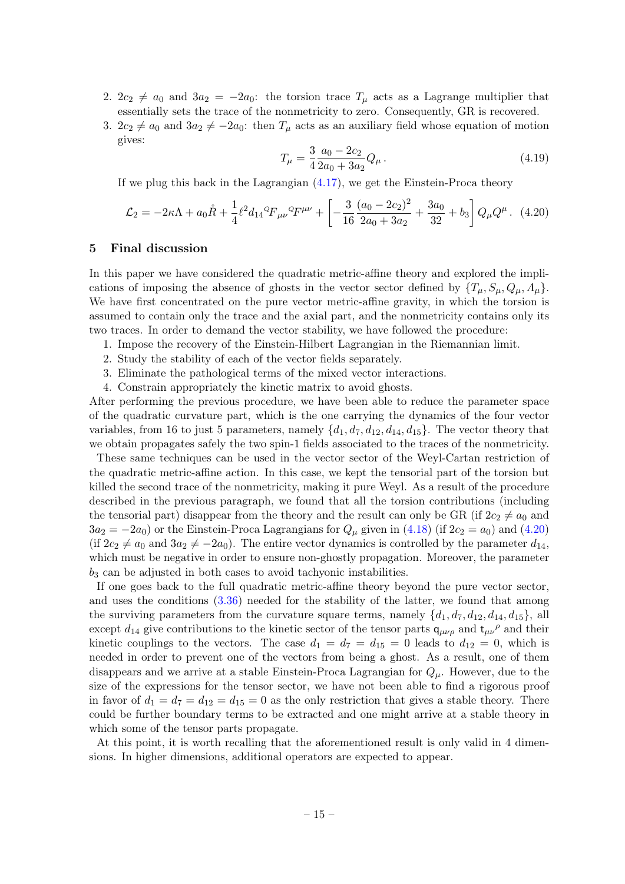2. $2c_2 \neq a_0$ and $3a_2 = -2a_0$: the torsion trace $T_\mu$ acts as a Lagrange multiplier that essentially sets the trace of the nonmetricity to zero. Consequently, GR is recovered.
3. $2c_2 \neq a_0$ and $3a_2 \neq -2a_0$: then $T_\mu$ acts as an auxiliary field whose equation of motion gives:

$$T_\mu = \frac{3}{4}\frac{a_0 - 2c_2}{2a_0 + 3a_2} Q_\mu \,. \tag{4.19}$$

If we plug this back in the Lagrangian (4.17), we get the Einstein-Proca theory

$$\mathcal{L}_2 = -2\kappa\Lambda + a_0 \mathring{R} + \frac{1}{4}\ell^2 d_{14} {}^{Q}F_{\mu\nu}{}^{Q}F^{\mu\nu} + \left[-\frac{3}{16}\frac{(a_0 - 2c_2)^2}{2a_0 + 3a_2} + \frac{3a_0}{32} + b_3\right] Q_\mu Q^\mu \,. \tag{4.20}$$

## 5 Final discussion

In this paper we have considered the quadratic metric-affine theory and explored the implications of imposing the absence of ghosts in the vector sector defined by $\{T_\mu, S_\mu, Q_\mu, \Lambda_\mu\}$. We have first concentrated on the pure vector metric-affine gravity, in which the torsion is assumed to contain only the trace and the axial part, and the nonmetricity contains only its two traces. In order to demand the vector stability, we have followed the procedure:

1. Impose the recovery of the Einstein-Hilbert Lagrangian in the Riemannian limit.
2. Study the stability of each of the vector fields separately.
3. Eliminate the pathological terms of the mixed vector interactions.
4. Constrain appropriately the kinetic matrix to avoid ghosts.

After performing the previous procedure, we have been able to reduce the parameter space of the quadratic curvature part, which is the one carrying the dynamics of the four vector variables, from 16 to just 5 parameters, namely $\{d_1, d_7, d_{12}, d_{14}, d_{15}\}$. The vector theory that we obtain propagates safely the two spin-1 fields associated to the traces of the nonmetricity.

These same techniques can be used in the vector sector of the Weyl-Cartan restriction of the quadratic metric-affine action. In this case, we kept the tensorial part of the torsion but killed the second trace of the nonmetricity, making it pure Weyl. As a result of the procedure described in the previous paragraph, we found that all the torsion contributions (including the tensorial part) disappear from the theory and the result can only be GR (if $2c_2 \neq a_0$ and $3a_2 = -2a_0$) or the Einstein-Proca Lagrangians for $Q_\mu$ given in (4.18) (if $2c_2 = a_0$) and (4.20) (if $2c_2 \neq a_0$ and $3a_2 \neq -2a_0$). The entire vector dynamics is controlled by the parameter $d_{14}$, which must be negative in order to ensure non-ghostly propagation. Moreover, the parameter $b_3$ can be adjusted in both cases to avoid tachyonic instabilities.

If one goes back to the full quadratic metric-affine theory beyond the pure vector sector, and uses the conditions (3.36) needed for the stability of the latter, we found that among the surviving parameters from the curvature square terms, namely $\{d_1, d_7, d_{12}, d_{14}, d_{15}\}$, all except $d_{14}$ give contributions to the kinetic sector of the tensor parts $\mathsf{q}_{\mu\nu\rho}$ and $\mathsf{t}_{\mu\nu}{}^{\rho}$ and their kinetic couplings to the vectors. The case $d_1 = d_7 = d_{15} = 0$ leads to $d_{12} = 0$, which is needed in order to prevent one of the vectors from being a ghost. As a result, one of them disappears and we arrive at a stable Einstein-Proca Lagrangian for $Q_\mu$. However, due to the size of the expressions for the tensor sector, we have not been able to find a rigorous proof in favor of $d_1 = d_7 = d_{12} = d_{15} = 0$ as the only restriction that gives a stable theory. There could be further boundary terms to be extracted and one might arrive at a stable theory in which some of the tensor parts propagate.

At this point, it is worth recalling that the aforementioned result is only valid in 4 dimensions. In higher dimensions, additional operators are expected to appear.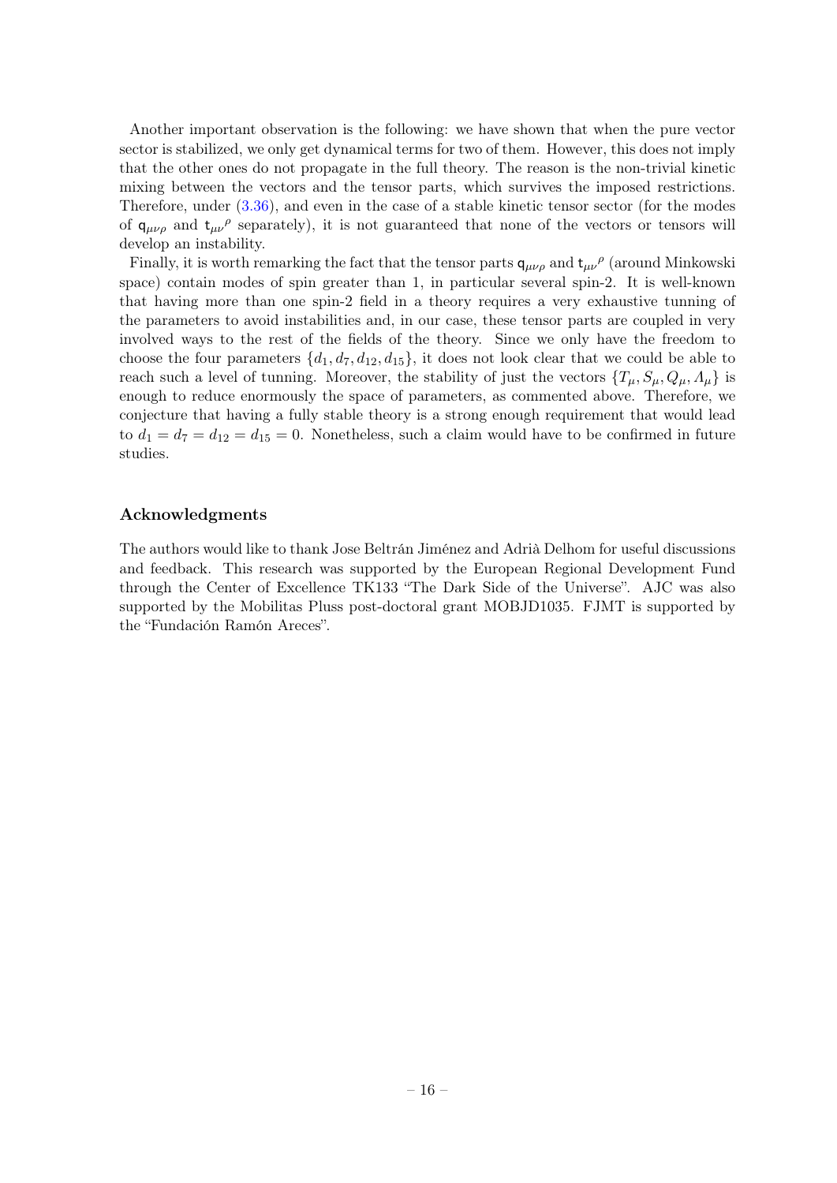Another important observation is the following: we have shown that when the pure vector sector is stabilized, we only get dynamical terms for two of them. However, this does not imply that the other ones do not propagate in the full theory. The reason is the non-trivial kinetic mixing between the vectors and the tensor parts, which survives the imposed restrictions. Therefore, under (3.36), and even in the case of a stable kinetic tensor sector (for the modes of $\mathsf{q}_{\mu\nu\rho}$ and $\mathsf{t}_{\mu\nu}{}^{\rho}$ separately), it is not guaranteed that none of the vectors or tensors will develop an instability.

Finally, it is worth remarking the fact that the tensor parts $\mathsf{q}_{\mu\nu\rho}$ and $\mathsf{t}_{\mu\nu}{}^{\rho}$ (around Minkowski space) contain modes of spin greater than 1, in particular several spin-2. It is well-known that having more than one spin-2 field in a theory requires a very exhaustive tunning of the parameters to avoid instabilities and, in our case, these tensor parts are coupled in very involved ways to the rest of the fields of the theory. Since we only have the freedom to choose the four parameters $\{d_1, d_7, d_{12}, d_{15}\}$, it does not look clear that we could be able to reach such a level of tunning. Moreover, the stability of just the vectors $\{T_\mu, S_\mu, Q_\mu, \Lambda_\mu\}$ is enough to reduce enormously the space of parameters, as commented above. Therefore, we conjecture that having a fully stable theory is a strong enough requirement that would lead to $d_1 = d_7 = d_{12} = d_{15} = 0$. Nonetheless, such a claim would have to be confirmed in future studies.

### Acknowledgments

The authors would like to thank Jose Beltrán Jiménez and Adrià Delhom for useful discussions and feedback. This research was supported by the European Regional Development Fund through the Center of Excellence TK133 "The Dark Side of the Universe". AJC was also supported by the Mobilitas Pluss post-doctoral grant MOBJD1035. FJMT is supported by the "Fundación Ramón Areces".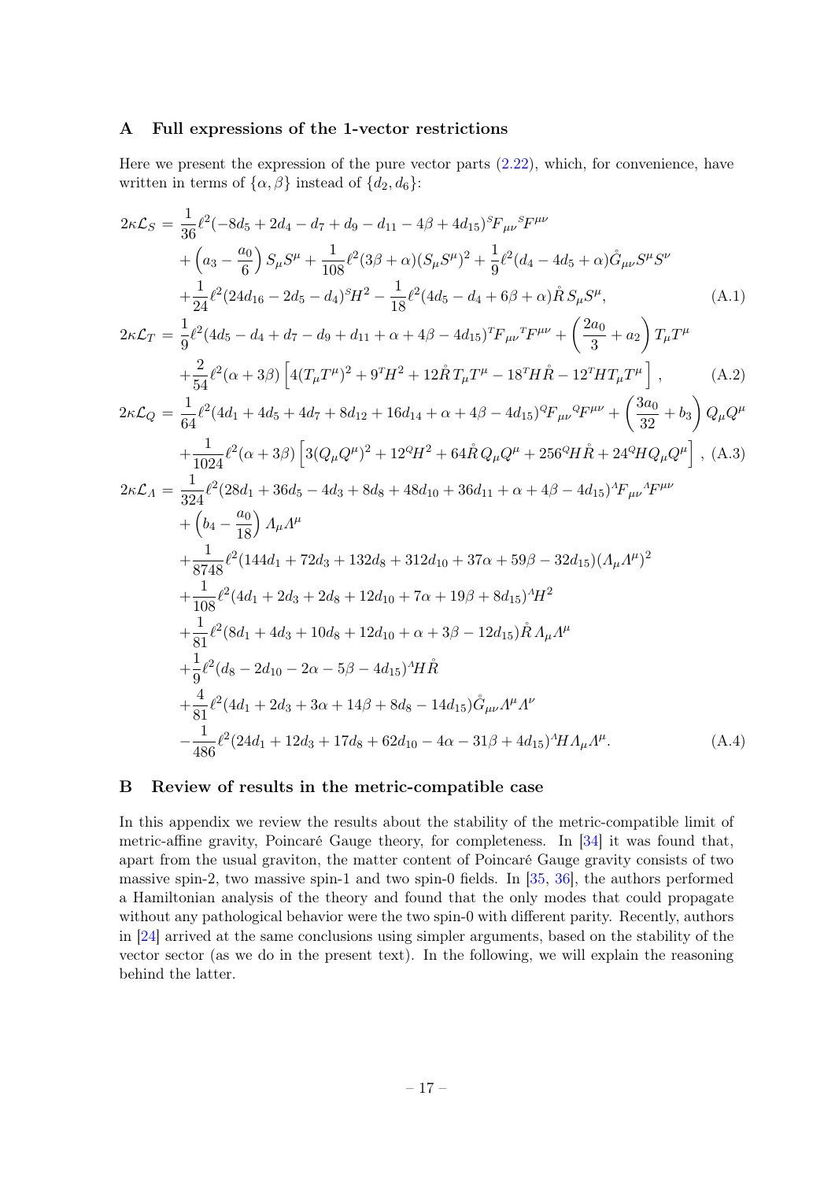## A Full expressions of the 1-vector restrictions

Here we present the expression of the pure vector parts (2.22), which, for convenience, have written in terms of $\{\alpha, \beta\}$ instead of $\{d_2, d_6\}$:

$$
\begin{aligned}
2\kappa\mathcal{L}_S =\ & \frac{1}{36}\ell^2(-8d_5 + 2d_4 - d_7 + d_9 - d_{11} - 4\beta + 4d_{15})\, {}^S\!F_{\mu\nu}\, {}^S\!F^{\mu\nu} \\
& + \left(a_3 - \frac{a_0}{6}\right) S_\mu S^\mu + \frac{1}{108}\ell^2(3\beta + \alpha)(S_\mu S^\mu)^2 + \frac{1}{9}\ell^2(d_4 - 4d_5 + \alpha)\mathring{G}_{\mu\nu} S^\mu S^\nu \\
& + \frac{1}{24}\ell^2(24d_{16} - 2d_5 - d_4)\, {}^S\!H^2 - \frac{1}{18}\ell^2(4d_5 - d_4 + 6\beta + \alpha)\mathring{R}\, S_\mu S^\mu,
\end{aligned} \tag{A.1}
$$

$$
\begin{aligned}
2\kappa\mathcal{L}_T =\ & \frac{1}{9}\ell^2(4d_5 - d_4 + d_7 - d_9 + d_{11} + \alpha + 4\beta - 4d_{15})\, {}^T\!F_{\mu\nu}\, {}^T\!F^{\mu\nu} + \left(\frac{2a_0}{3} + a_2\right) T_\mu T^\mu \\
& + \frac{2}{54}\ell^2(\alpha + 3\beta)\left[4(T_\mu T^\mu)^2 + 9\, {}^T\!H^2 + 12\mathring{R}\, T_\mu T^\mu - 18\, {}^T\!H\mathring{R} - 12\, {}^T\!H T_\mu T^\mu\right],
\end{aligned} \tag{A.2}
$$

$$
\begin{aligned}
2\kappa\mathcal{L}_Q =\ & \frac{1}{64}\ell^2(4d_1 + 4d_5 + 4d_7 + 8d_{12} + 16d_{14} + \alpha + 4\beta - 4d_{15})\, {}^Q\!F_{\mu\nu}\, {}^Q\!F^{\mu\nu} + \left(\frac{3a_0}{32} + b_3\right) Q_\mu Q^\mu \\
& + \frac{1}{1024}\ell^2(\alpha + 3\beta)\left[3(Q_\mu Q^\mu)^2 + 12\, {}^Q\!H^2 + 64\mathring{R}\, Q_\mu Q^\mu + 256\, {}^Q\!H\mathring{R} + 24\, {}^Q\!H Q_\mu Q^\mu\right],
\end{aligned} \tag{A.3}
$$

$$
\begin{aligned}
2\kappa\mathcal{L}_\Lambda =\ & \frac{1}{324}\ell^2(28d_1 + 36d_5 - 4d_3 + 8d_8 + 48d_{10} + 36d_{11} + \alpha + 4\beta - 4d_{15})\, {}^\Lambda\!F_{\mu\nu}\, {}^\Lambda\!F^{\mu\nu} \\
& + \left(b_4 - \frac{a_0}{18}\right) \Lambda_\mu \Lambda^\mu \\
& + \frac{1}{8748}\ell^2(144d_1 + 72d_3 + 132d_8 + 312d_{10} + 37\alpha + 59\beta - 32d_{15})(\Lambda_\mu \Lambda^\mu)^2 \\
& + \frac{1}{108}\ell^2(4d_1 + 2d_3 + 2d_8 + 12d_{10} + 7\alpha + 19\beta + 8d_{15})\, {}^\Lambda\!H^2 \\
& + \frac{1}{81}\ell^2(8d_1 + 4d_3 + 10d_8 + 12d_{10} + \alpha + 3\beta - 12d_{15})\mathring{R}\, \Lambda_\mu \Lambda^\mu \\
& + \frac{1}{9}\ell^2(d_8 - 2d_{10} - 2\alpha - 5\beta - 4d_{15})\, {}^\Lambda\!H\mathring{R} \\
& + \frac{4}{81}\ell^2(4d_1 + 2d_3 + 3\alpha + 14\beta + 8d_8 - 14d_{15})\mathring{G}_{\mu\nu}\Lambda^\mu \Lambda^\nu \\
& - \frac{1}{486}\ell^2(24d_1 + 12d_3 + 17d_8 + 62d_{10} - 4\alpha - 31\beta + 4d_{15})\, {}^\Lambda\!H \Lambda_\mu \Lambda^\mu.
\end{aligned} \tag{A.4}
$$

## B Review of results in the metric-compatible case

In this appendix we review the results about the stability of the metric-compatible limit of metric-affine gravity, Poincaré Gauge theory, for completeness. In [34] it was found that, apart from the usual graviton, the matter content of Poincaré Gauge gravity consists of two massive spin-2, two massive spin-1 and two spin-0 fields. In [35, 36], the authors performed a Hamiltonian analysis of the theory and found that the only modes that could propagate without any pathological behavior were the two spin-0 with different parity. Recently, authors in [24] arrived at the same conclusions using simpler arguments, based on the stability of the vector sector (as we do in the present text). In the following, we will explain the reasoning behind the latter.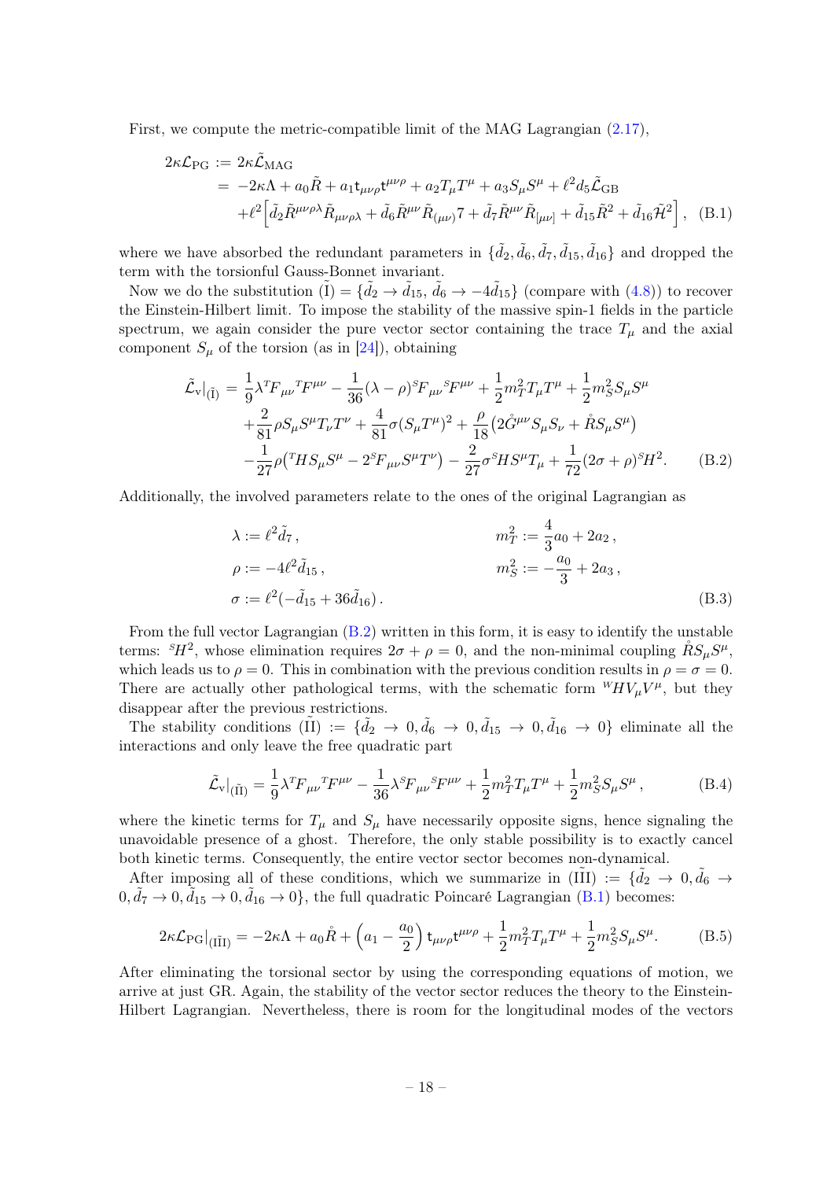First, we compute the metric-compatible limit of the MAG Lagrangian (2.17),

$$
\begin{aligned}
2\kappa\mathcal{L}_{\rm PG} &:= 2\kappa\tilde{\mathcal{L}}_{\rm MAG} \\
&= -2\kappa\Lambda + a_0\tilde{R} + a_1\mathsf{t}_{\mu\nu\rho}\mathsf{t}^{\mu\nu\rho} + a_2T_\mu T^\mu + a_3S_\mu S^\mu + \ell^2 d_5\tilde{\mathcal{L}}_{\rm GB} \\
&\quad + \ell^2\Big[\tilde{d}_2\tilde{R}^{\mu\nu\rho\lambda}\tilde{R}_{\mu\nu\rho\lambda} + \tilde{d}_6\tilde{R}^{\mu\nu}\tilde{R}_{(\mu\nu)}7 + \tilde{d}_7\tilde{R}^{\mu\nu}\tilde{R}_{[\mu\nu]} + \tilde{d}_{15}\tilde{R}^2 + \tilde{d}_{16}\tilde{\mathcal{H}}^2\Big]\,, \quad \text{(B.1)}
\end{aligned}
$$

where we have absorbed the redundant parameters in $\{\tilde{d}_2, \tilde{d}_6, \tilde{d}_7, \tilde{d}_{15}, \tilde{d}_{16}\}$ and dropped the term with the torsionful Gauss-Bonnet invariant.

Now we do the substitution $(\tilde{\rm I}) = \{\tilde{d}_2 \to \tilde{d}_{15},\, \tilde{d}_6 \to -4\tilde{d}_{15}\}$ (compare with (4.8)) to recover the Einstein-Hilbert limit. To impose the stability of the massive spin-1 fields in the particle spectrum, we again consider the pure vector sector containing the trace $T_\mu$ and the axial component $S_\mu$ of the torsion (as in [24]), obtaining

$$
\begin{aligned}
\tilde{\mathcal{L}}_{\rm v}\big|_{(\tilde{\rm I})} &= \frac{1}{9}\lambda\,{}^T\!F_{\mu\nu}{}^T\!F^{\mu\nu} - \frac{1}{36}(\lambda-\rho){}^S\!F_{\mu\nu}{}^S\!F^{\mu\nu} + \frac{1}{2}m_T^2T_\mu T^\mu + \frac{1}{2}m_S^2S_\mu S^\mu \\
&\quad + \frac{2}{81}\rho S_\mu S^\mu T_\nu T^\nu + \frac{4}{81}\sigma(S_\mu T^\mu)^2 + \frac{\rho}{18}\big(2\mathring{G}^{\mu\nu}S_\mu S_\nu + \mathring{R}S_\mu S^\mu\big) \\
&\quad - \frac{1}{27}\rho\big({}^T\!HS_\mu S^\mu - 2{}^S\!F_{\mu\nu}S^\mu T^\nu\big) - \frac{2}{27}\sigma\,{}^S\!HS^\mu T_\mu + \frac{1}{72}(2\sigma+\rho){}^S\!H^2. \qquad \text{(B.2)}
\end{aligned}
$$

Additionally, the involved parameters relate to the ones of the original Lagrangian as

$$
\begin{aligned}
\lambda &:= \ell^2\tilde{d}_7\,, & m_T^2 &:= \frac{4}{3}a_0 + 2a_2\,, \\
\rho &:= -4\ell^2\tilde{d}_{15}\,, & m_S^2 &:= -\frac{a_0}{3} + 2a_3\,, \\
\sigma &:= \ell^2(-\tilde{d}_{15} + 36\tilde{d}_{16})\,. & & \qquad \text{(B.3)}
\end{aligned}
$$

From the full vector Lagrangian (B.2) written in this form, it is easy to identify the unstable terms: ${}^S\!H^2$, whose elimination requires $2\sigma + \rho = 0$, and the non-minimal coupling $\mathring{R}S_\mu S^\mu$, which leads us to $\rho = 0$. This in combination with the previous condition results in $\rho = \sigma = 0$. There are actually other pathological terms, with the schematic form ${}^W\!HV_\mu V^\mu$, but they disappear after the previous restrictions.

The stability conditions $(\tilde{\rm II}) := \{\tilde{d}_2 \to 0, \tilde{d}_6 \to 0, \tilde{d}_{15} \to 0, \tilde{d}_{16} \to 0\}$ eliminate all the interactions and only leave the free quadratic part

$$
\tilde{\mathcal{L}}_{\rm v}\big|_{(\tilde{\rm II})} = \frac{1}{9}\lambda\,{}^T\!F_{\mu\nu}{}^T\!F^{\mu\nu} - \frac{1}{36}\lambda\,{}^S\!F_{\mu\nu}{}^S\!F^{\mu\nu} + \frac{1}{2}m_T^2T_\mu T^\mu + \frac{1}{2}m_S^2S_\mu S^\mu\,, \qquad \text{(B.4)}
$$

where the kinetic terms for $T_\mu$ and $S_\mu$ have necessarily opposite signs, hence signaling the unavoidable presence of a ghost. Therefore, the only stable possibility is to exactly cancel both kinetic terms. Consequently, the entire vector sector becomes non-dynamical.

After imposing all of these conditions, which we summarize in $(\tilde{\rm III}) := \{\tilde{d}_2 \to 0, \tilde{d}_6 \to 0, \tilde{d}_7 \to 0, \tilde{d}_{15} \to 0, \tilde{d}_{16} \to 0\}$, the full quadratic Poincaré Lagrangian (B.1) becomes:

$$
2\kappa\mathcal{L}_{\rm PG}\big|_{(\tilde{\rm III})} = -2\kappa\Lambda + a_0\mathring{R} + \Big(a_1 - \frac{a_0}{2}\Big)\,\mathsf{t}_{\mu\nu\rho}\mathsf{t}^{\mu\nu\rho} + \frac{1}{2}m_T^2T_\mu T^\mu + \frac{1}{2}m_S^2S_\mu S^\mu. \qquad \text{(B.5)}
$$

After eliminating the torsional sector by using the corresponding equations of motion, we arrive at just GR. Again, the stability of the vector sector reduces the theory to the Einstein-Hilbert Lagrangian. Nevertheless, there is room for the longitudinal modes of the vectors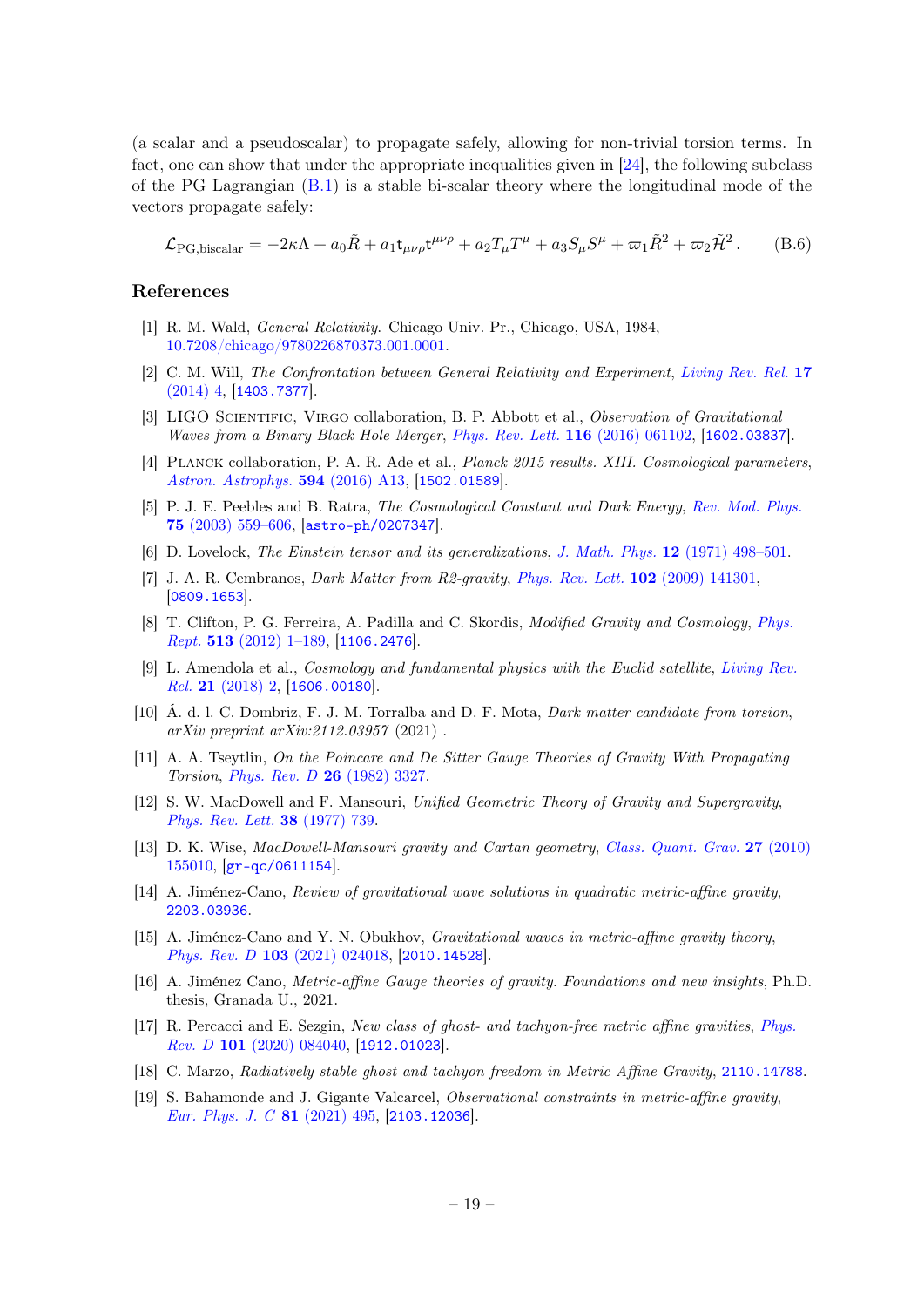(a scalar and a pseudoscalar) to propagate safely, allowing for non-trivial torsion terms. In fact, one can show that under the appropriate inequalities given in [24], the following subclass of the PG Lagrangian (B.1) is a stable bi-scalar theory where the longitudinal mode of the vectors propagate safely:

$$\mathcal{L}_{\text{PG,biscalar}} = -2\kappa\Lambda + a_0\tilde{R} + a_1 \mathsf{t}_{\mu\nu\rho}\mathsf{t}^{\mu\nu\rho} + a_2 T_\mu T^\mu + a_3 S_\mu S^\mu + \varpi_1 \tilde{R}^2 + \varpi_2 \tilde{\mathcal{H}}^2 \,. \tag{B.6}$$

## References

[1] R. M. Wald, *General Relativity.* Chicago Univ. Pr., Chicago, USA, 1984, 10.7208/chicago/9780226870373.001.0001.

[2] C. M. Will, *The Confrontation between General Relativity and Experiment*, *Living Rev. Rel.* **17** (2014) 4, [1403.7377].

[3] LIGO Scientific, Virgo collaboration, B. P. Abbott et al., *Observation of Gravitational Waves from a Binary Black Hole Merger*, *Phys. Rev. Lett.* **116** (2016) 061102, [1602.03837].

[4] Planck collaboration, P. A. R. Ade et al., *Planck 2015 results. XIII. Cosmological parameters*, *Astron. Astrophys.* **594** (2016) A13, [1502.01589].

[5] P. J. E. Peebles and B. Ratra, *The Cosmological Constant and Dark Energy*, *Rev. Mod. Phys.* **75** (2003) 559–606, [astro-ph/0207347].

[6] D. Lovelock, *The Einstein tensor and its generalizations*, *J. Math. Phys.* **12** (1971) 498–501.

[7] J. A. R. Cembranos, *Dark Matter from R2-gravity*, *Phys. Rev. Lett.* **102** (2009) 141301, [0809.1653].

[8] T. Clifton, P. G. Ferreira, A. Padilla and C. Skordis, *Modified Gravity and Cosmology*, *Phys. Rept.* **513** (2012) 1–189, [1106.2476].

[9] L. Amendola et al., *Cosmology and fundamental physics with the Euclid satellite*, *Living Rev. Rel.* **21** (2018) 2, [1606.00180].

[10] Á. d. l. C. Dombriz, F. J. M. Torralba and D. F. Mota, *Dark matter candidate from torsion*, *arXiv preprint arXiv:2112.03957* (2021) .

[11] A. A. Tseytlin, *On the Poincare and De Sitter Gauge Theories of Gravity With Propagating Torsion*, *Phys. Rev. D* **26** (1982) 3327.

[12] S. W. MacDowell and F. Mansouri, *Unified Geometric Theory of Gravity and Supergravity*, *Phys. Rev. Lett.* **38** (1977) 739.

[13] D. K. Wise, *MacDowell-Mansouri gravity and Cartan geometry*, *Class. Quant. Grav.* **27** (2010) 155010, [gr-qc/0611154].

[14] A. Jiménez-Cano, *Review of gravitational wave solutions in quadratic metric-affine gravity*, 2203.03936.

[15] A. Jiménez-Cano and Y. N. Obukhov, *Gravitational waves in metric-affine gravity theory*, *Phys. Rev. D* **103** (2021) 024018, [2010.14528].

[16] A. Jiménez Cano, *Metric-affine Gauge theories of gravity. Foundations and new insights*, Ph.D. thesis, Granada U., 2021.

[17] R. Percacci and E. Sezgin, *New class of ghost- and tachyon-free metric affine gravities*, *Phys. Rev. D* **101** (2020) 084040, [1912.01023].

[18] C. Marzo, *Radiatively stable ghost and tachyon freedom in Metric Affine Gravity*, 2110.14788.

[19] S. Bahamonde and J. Gigante Valcarcel, *Observational constraints in metric-affine gravity*, *Eur. Phys. J. C* **81** (2021) 495, [2103.12036].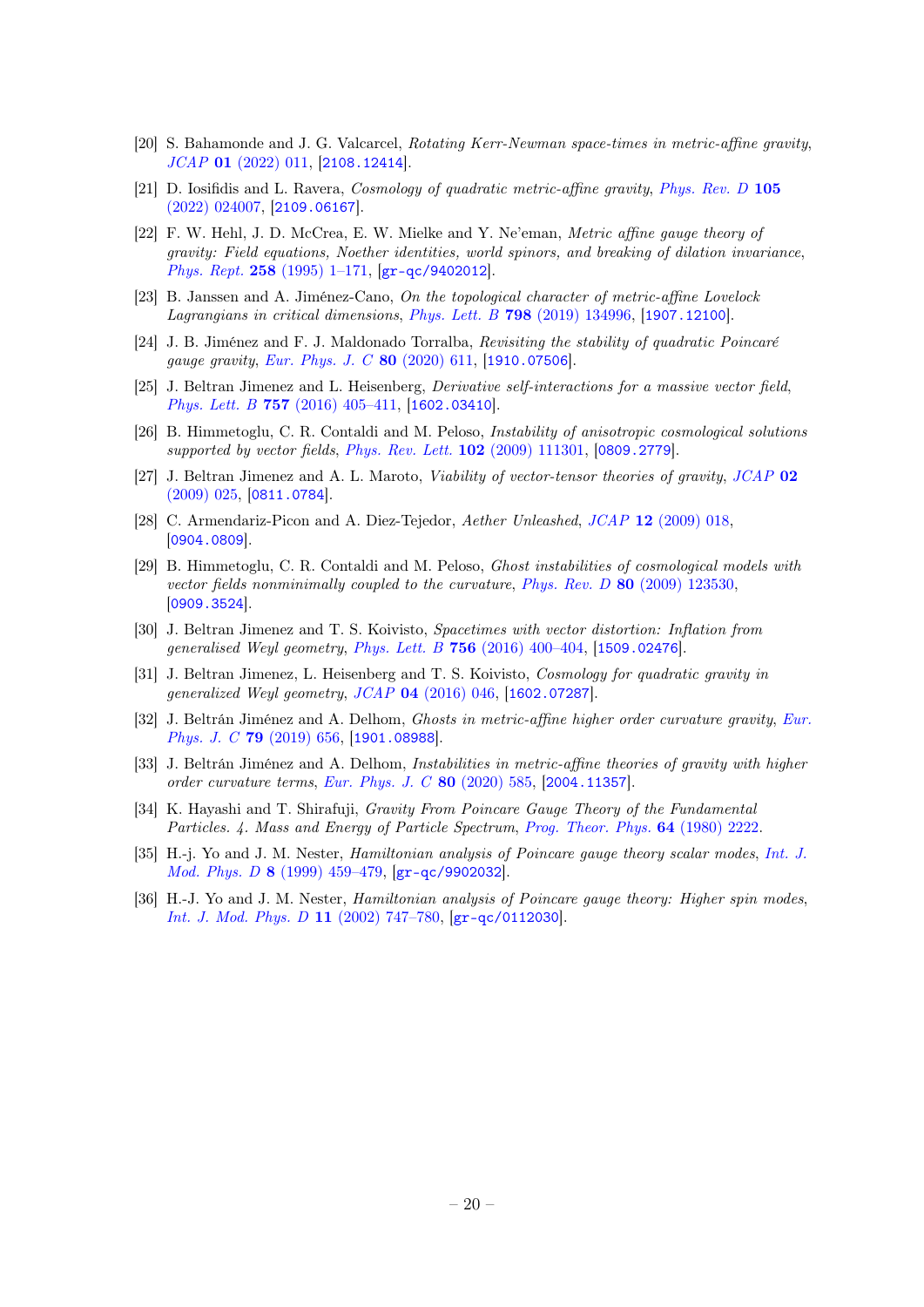[20] S. Bahamonde and J. G. Valcarcel, *Rotating Kerr-Newman space-times in metric-affine gravity*, *JCAP* **01** (2022) 011, [2108.12414].

[21] D. Iosifidis and L. Ravera, *Cosmology of quadratic metric-affine gravity*, *Phys. Rev. D* **105** (2022) 024007, [2109.06167].

[22] F. W. Hehl, J. D. McCrea, E. W. Mielke and Y. Ne'eman, *Metric affine gauge theory of gravity: Field equations, Noether identities, world spinors, and breaking of dilation invariance*, *Phys. Rept.* **258** (1995) 1–171, [gr-qc/9402012].

[23] B. Janssen and A. Jiménez-Cano, *On the topological character of metric-affine Lovelock Lagrangians in critical dimensions*, *Phys. Lett. B* **798** (2019) 134996, [1907.12100].

[24] J. B. Jiménez and F. J. Maldonado Torralba, *Revisiting the stability of quadratic Poincaré gauge gravity*, *Eur. Phys. J. C* **80** (2020) 611, [1910.07506].

[25] J. Beltran Jimenez and L. Heisenberg, *Derivative self-interactions for a massive vector field*, *Phys. Lett. B* **757** (2016) 405–411, [1602.03410].

[26] B. Himmetoglu, C. R. Contaldi and M. Peloso, *Instability of anisotropic cosmological solutions supported by vector fields*, *Phys. Rev. Lett.* **102** (2009) 111301, [0809.2779].

[27] J. Beltran Jimenez and A. L. Maroto, *Viability of vector-tensor theories of gravity*, *JCAP* **02** (2009) 025, [0811.0784].

[28] C. Armendariz-Picon and A. Diez-Tejedor, *Aether Unleashed*, *JCAP* **12** (2009) 018, [0904.0809].

[29] B. Himmetoglu, C. R. Contaldi and M. Peloso, *Ghost instabilities of cosmological models with vector fields nonminimally coupled to the curvature*, *Phys. Rev. D* **80** (2009) 123530, [0909.3524].

[30] J. Beltran Jimenez and T. S. Koivisto, *Spacetimes with vector distortion: Inflation from generalised Weyl geometry*, *Phys. Lett. B* **756** (2016) 400–404, [1509.02476].

[31] J. Beltran Jimenez, L. Heisenberg and T. S. Koivisto, *Cosmology for quadratic gravity in generalized Weyl geometry*, *JCAP* **04** (2016) 046, [1602.07287].

[32] J. Beltrán Jiménez and A. Delhom, *Ghosts in metric-affine higher order curvature gravity*, *Eur. Phys. J. C* **79** (2019) 656, [1901.08988].

[33] J. Beltrán Jiménez and A. Delhom, *Instabilities in metric-affine theories of gravity with higher order curvature terms*, *Eur. Phys. J. C* **80** (2020) 585, [2004.11357].

[34] K. Hayashi and T. Shirafuji, *Gravity From Poincare Gauge Theory of the Fundamental Particles. 4. Mass and Energy of Particle Spectrum*, *Prog. Theor. Phys.* **64** (1980) 2222.

[35] H.-j. Yo and J. M. Nester, *Hamiltonian analysis of Poincare gauge theory scalar modes*, *Int. J. Mod. Phys. D* **8** (1999) 459–479, [gr-qc/9902032].

[36] H.-J. Yo and J. M. Nester, *Hamiltonian analysis of Poincare gauge theory: Higher spin modes*, *Int. J. Mod. Phys. D* **11** (2002) 747–780, [gr-qc/0112030].